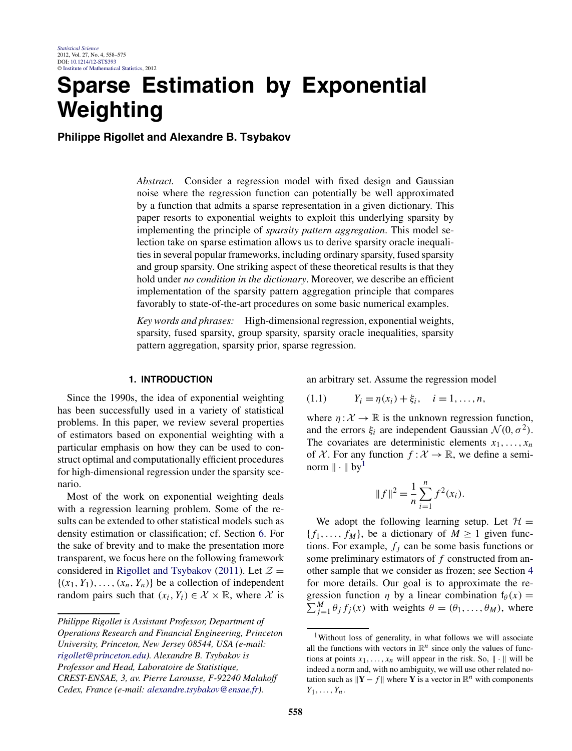# Sparse Estimation by Exponential Weighting

**Philippe Rigollet and Alexandre B. Tsybakov**

*Abstract.* Consider a regression model with fixed design and Gaussian noise where the regression function can potentially be well approximated by a function that admits a sparse representation in a given dictionary. This paper resorts to exponential weights to exploit this underlying sparsity by implementing the principle of *sparsity pattern aggregation*. This model selection take on sparse estimation allows us to derive sparsity oracle inequalities in several popular frameworks, including ordinary sparsity, fused sparsity and group sparsity. One striking aspect of these theoretical results is that they hold under *no condition in the dictionary*. Moreover, we describe an efficient implementation of the sparsity pattern aggregation principle that compares favorably to state-of-the-art procedures on some basic numerical examples.

*Key words and phrases:* High-dimensional regression, exponential weights, sparsity, fused sparsity, group sparsity, sparsity oracle inequalities, sparsity pattern aggregation, sparsity prior, sparse regression.

## 1. INTRODUCTION

Since the 1990s, the idea of exponential weighting has been successfully used in a variety of statistical problems. In this paper, we review several properties of estimators based on exponential weighting with a particular emphasis on how they can be used to construct optimal and computationally efficient procedures for high-dimensional regression under the sparsity scenario.

Most of the work on exponential weighting deals with a regression learning problem. Some of the results can be extended to other statistical models such as density estimation or classification; cf. Section 6. For the sake of brevity and to make the presentation more transparent, we focus here on the following framework considered in Rigollet and Tsybakov (2011). Let $\mathcal{Z} = \{(x_1, Y_1), \dots, (x_n, Y_n)\}$ be a collection of independent random pairs such that $(x_i, Y_i) \in \mathcal{X} \times \mathbb{R}$, where $\mathcal{X}$ is an arbitrary set. Assume the regression model

$$Y_i = \eta(x_i) + \xi_i, \quad i = 1, \dots, n, \tag{1.1}$$

where $\eta : \mathcal{X} \to \mathbb{R}$ is the unknown regression function, and the errors $\xi_i$ are independent Gaussian $\mathcal{N}(0, \sigma^2)$. The covariates are deterministic elements $x_1, \dots, x_n$ of $\mathcal{X}$. For any function $f : \mathcal{X} \to \mathbb{R}$, we define a seminorm $\|\cdot\|$ by[1]

$$\|f\|^2 = \frac{1}{n}\sum_{i=1}^{n} f^2(x_i).$$

We adopt the following learning setup. Let $\mathcal{H} = \{f_1, \dots, f_M\}$, be a dictionary of $M \geq 1$ given functions. For example, $f_j$ can be some basis functions or some preliminary estimators of $f$ constructed from another sample that we consider as frozen; see Section 4 for more details. Our goal is to approximate the regression function $\eta$ by a linear combination $\mathsf{f}_\theta(x) = \sum_{j=1}^{M} \theta_j f_j(x)$ with weights $\theta = (\theta_1, \dots, \theta_M)$, where

*Philippe Rigollet is Assistant Professor, Department of Operations Research and Financial Engineering, Princeton University, Princeton, New Jersey 08544, USA (e-mail: rigollet@princeton.edu). Alexandre B. Tsybakov is Professor and Head, Laboratoire de Statistique, CREST-ENSAE, 3, av. Pierre Larousse, F-92240 Malakoff Cedex, France (e-mail: alexandre.tsybakov@ensae.fr).*

[1] Without loss of generality, in what follows we will associate all the functions with vectors in $\mathbb{R}^n$ since only the values of functions at points $x_1, \dots, x_n$ will appear in the risk. So, $\|\cdot\|$ will be indeed a norm and, with no ambiguity, we will use other related notation such as $\|\mathbf{Y} - f\|$ where $\mathbf{Y}$ is a vector in $\mathbb{R}^n$ with components $Y_1, \dots, Y_n$.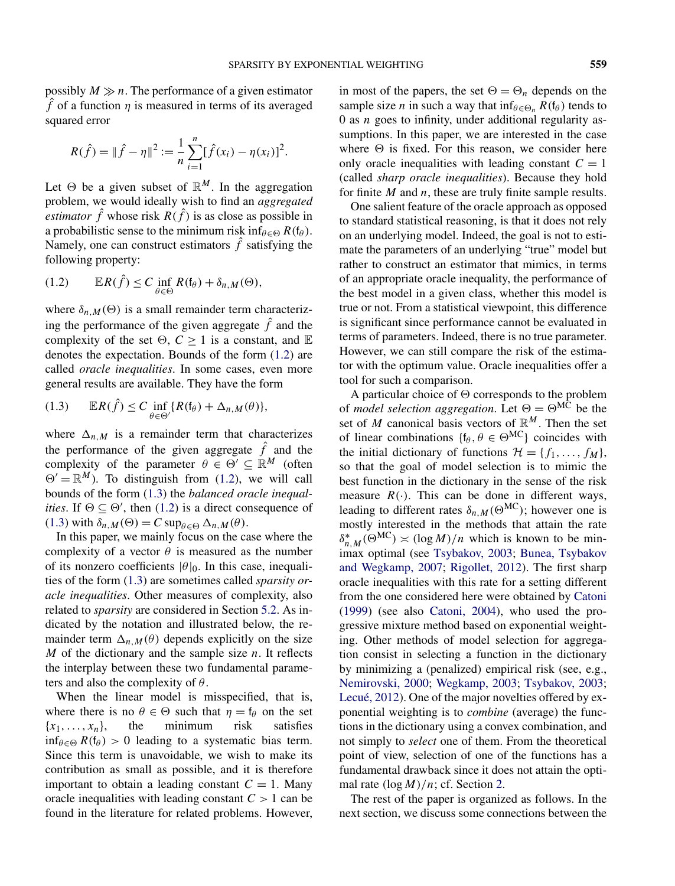possibly $M \gg n$. The performance of a given estimator $\hat{f}$ of a function $\eta$ is measured in terms of its averaged squared error

$$R(\hat{f}) = \|\hat{f} - \eta\|^2 := \frac{1}{n}\sum_{i=1}^{n}[\hat{f}(x_i) - \eta(x_i)]^2.$$

Let $\Theta$ be a given subset of $\mathbb{R}^M$. In the aggregation problem, we would ideally wish to find an *aggregated estimator* $\hat{f}$ whose risk $R(\hat{f})$ is as close as possible in a probabilistic sense to the minimum risk $\inf_{\theta\in\Theta} R(\mathsf{f}_\theta)$. Namely, one can construct estimators $\hat{f}$ satisfying the following property:

$$\mathbb{E}R(\hat{f}) \le C \inf_{\theta\in\Theta} R(\mathsf{f}_\theta) + \delta_{n,M}(\Theta), \tag{1.2}$$

where $\delta_{n,M}(\Theta)$ is a small remainder term characterizing the performance of the given aggregate $\hat{f}$ and the complexity of the set $\Theta$, $C \ge 1$ is a constant, and $\mathbb{E}$ denotes the expectation. Bounds of the form (1.2) are called *oracle inequalities*. In some cases, even more general results are available. They have the form

$$\mathbb{E}R(\hat{f}) \le C \inf_{\theta\in\Theta'} \{R(\mathsf{f}_\theta) + \Delta_{n,M}(\theta)\}, \tag{1.3}$$

where $\Delta_{n,M}$ is a remainder term that characterizes the performance of the given aggregate $\hat{f}$ and the complexity of the parameter $\theta \in \Theta' \subseteq \mathbb{R}^M$ (often $\Theta' = \mathbb{R}^M$). To distinguish from (1.2), we will call bounds of the form (1.3) the *balanced oracle inequalities*. If $\Theta \subseteq \Theta'$, then (1.2) is a direct consequence of (1.3) with $\delta_{n,M}(\Theta) = C\sup_{\theta\in\Theta}\Delta_{n,M}(\theta)$.

In this paper, we mainly focus on the case where the complexity of a vector $\theta$ is measured as the number of nonzero coefficients $|\theta|_0$. In this case, inequalities of the form (1.3) are sometimes called *sparsity oracle inequalities*. Other measures of complexity, also related to *sparsity* are considered in Section 5.2. As indicated by the notation and illustrated below, the remainder term $\Delta_{n,M}(\theta)$ depends explicitly on the size $M$ of the dictionary and the sample size $n$. It reflects the interplay between these two fundamental parameters and also the complexity of $\theta$.

When the linear model is misspecified, that is, where there is no $\theta \in \Theta$ such that $\eta = \mathsf{f}_\theta$ on the set $\{x_1, \dots, x_n\}$, the minimum risk satisfies $\inf_{\theta\in\Theta} R(\mathsf{f}_\theta) > 0$ leading to a systematic bias term. Since this term is unavoidable, we wish to make its contribution as small as possible, and it is therefore important to obtain a leading constant $C = 1$. Many oracle inequalities with leading constant $C > 1$ can be found in the literature for related problems. However, in most of the papers, the set $\Theta = \Theta_n$ depends on the sample size $n$ in such a way that $\inf_{\theta\in\Theta_n} R(\mathsf{f}_\theta)$ tends to 0 as $n$ goes to infinity, under additional regularity assumptions. In this paper, we are interested in the case where $\Theta$ is fixed. For this reason, we consider here only oracle inequalities with leading constant $C = 1$ (called *sharp oracle inequalities*). Because they hold for finite $M$ and $n$, these are truly finite sample results.

One salient feature of the oracle approach as opposed to standard statistical reasoning, is that it does not rely on an underlying model. Indeed, the goal is not to estimate the parameters of an underlying "true" model but rather to construct an estimator that mimics, in terms of an appropriate oracle inequality, the performance of the best model in a given class, whether this model is true or not. From a statistical viewpoint, this difference is significant since performance cannot be evaluated in terms of parameters. Indeed, there is no true parameter. However, we can still compare the risk of the estimator with the optimum value. Oracle inequalities offer a tool for such a comparison.

A particular choice of $\Theta$ corresponds to the problem of *model selection aggregation*. Let $\Theta = \Theta^{\mathrm{MC}}$ be the set of $M$ canonical basis vectors of $\mathbb{R}^M$. Then the set of linear combinations $\{\mathsf{f}_\theta, \theta \in \Theta^{\mathrm{MC}}\}$ coincides with the initial dictionary of functions $\mathcal{H} = \{f_1, \dots, f_M\}$, so that the goal of model selection is to mimic the best function in the dictionary in the sense of the risk measure $R(\cdot)$. This can be done in different ways, leading to different rates $\delta_{n,M}(\Theta^{\mathrm{MC}})$; however one is mostly interested in the methods that attain the rate $\delta^*_{n,M}(\Theta^{\mathrm{MC}}) \asymp (\log M)/n$ which is known to be minimax optimal (see Tsybakov, 2003; Bunea, Tsybakov and Wegkamp, 2007; Rigollet, 2012). The first sharp oracle inequalities with this rate for a setting different from the one considered here were obtained by Catoni (1999) (see also Catoni, 2004), who used the progressive mixture method based on exponential weighting. Other methods of model selection for aggregation consist in selecting a function in the dictionary by minimizing a (penalized) empirical risk (see, e.g., Nemirovski, 2000; Wegkamp, 2003; Tsybakov, 2003; Lecué, 2012). One of the major novelties offered by exponential weighting is to *combine* (average) the functions in the dictionary using a convex combination, and not simply to *select* one of them. From the theoretical point of view, selection of one of the functions has a fundamental drawback since it does not attain the optimal rate $(\log M)/n$; cf. Section 2.

The rest of the paper is organized as follows. In the next section, we discuss some connections between the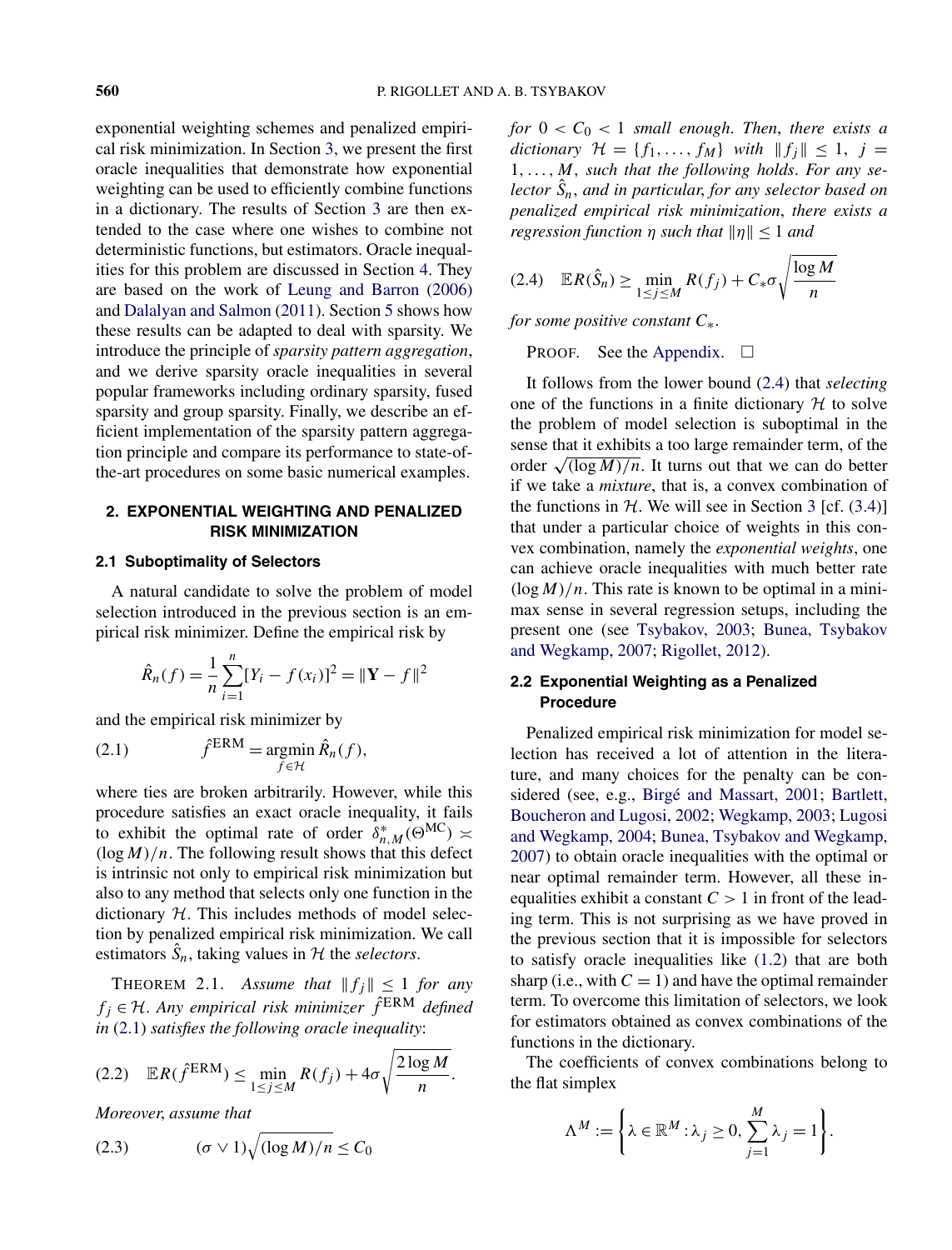exponential weighting schemes and penalized empirical risk minimization. In Section 3, we present the first oracle inequalities that demonstrate how exponential weighting can be used to efficiently combine functions in a dictionary. The results of Section 3 are then extended to the case where one wishes to combine not deterministic functions, but estimators. Oracle inequalities for this problem are discussed in Section 4. They are based on the work of Leung and Barron (2006) and Dalalyan and Salmon (2011). Section 5 shows how these results can be adapted to deal with sparsity. We introduce the principle of *sparsity pattern aggregation*, and we derive sparsity oracle inequalities in several popular frameworks including ordinary sparsity, fused sparsity and group sparsity. Finally, we describe an efficient implementation of the sparsity pattern aggregation principle and compare its performance to state-of-the-art procedures on some basic numerical examples.

## 2. EXPONENTIAL WEIGHTING AND PENALIZED RISK MINIMIZATION

### 2.1 Suboptimality of Selectors

A natural candidate to solve the problem of model selection introduced in the previous section is an empirical risk minimizer. Define the empirical risk by

$$\hat{R}_n(f) = \frac{1}{n}\sum_{i=1}^{n}[Y_i - f(x_i)]^2 = \|\mathbf{Y} - f\|^2$$

and the empirical risk minimizer by

$$\hat{f}^{\text{ERM}} = \operatorname*{argmin}_{f\in\mathcal{H}} \hat{R}_n(f), \tag{2.1}$$

where ties are broken arbitrarily. However, while this procedure satisfies an exact oracle inequality, it fails to exhibit the optimal rate of order $\delta^*_{n,M}(\Theta^{\text{MC}}) \asymp (\log M)/n$. The following result shows that this defect is intrinsic not only to empirical risk minimization but also to any method that selects only one function in the dictionary $\mathcal{H}$. This includes methods of model selection by penalized empirical risk minimization. We call estimators $\hat{S}_n$, taking values in $\mathcal{H}$ the *selectors*.

THEOREM 2.1. *Assume that $\|f_j\| \le 1$ for any $f_j \in \mathcal{H}$. Any empirical risk minimizer $\hat{f}^{\text{ERM}}$ defined in* (2.1) *satisfies the following oracle inequality*:

$$\mathbb{E}R(\hat{f}^{\text{ERM}}) \le \min_{1\le j\le M} R(f_j) + 4\sigma\sqrt{\frac{2\log M}{n}}. \tag{2.2}$$

*Moreover, assume that*

$$(\sigma \vee 1)\sqrt{(\log M)/n} \le C_0 \tag{2.3}$$

*for $0 < C_0 < 1$ small enough. Then, there exists a dictionary $\mathcal{H} = \{f_1, \ldots, f_M\}$ with $\|f_j\| \le 1$, $j = 1, \ldots, M$, such that the following holds. For any selector $\hat{S}_n$, and in particular, for any selector based on penalized empirical risk minimization, there exists a regression function $\eta$ such that $\|\eta\| \le 1$ and*

$$\mathbb{E}R(\hat{S}_n) \ge \min_{1\le j\le M} R(f_j) + C_*\sigma\sqrt{\frac{\log M}{n}} \tag{2.4}$$

*for some positive constant $C_*$.*

PROOF. See the Appendix. □

It follows from the lower bound (2.4) that *selecting* one of the functions in a finite dictionary $\mathcal{H}$ to solve the problem of model selection is suboptimal in the sense that it exhibits a too large remainder term, of the order $\sqrt{(\log M)/n}$. It turns out that we can do better if we take a *mixture*, that is, a convex combination of the functions in $\mathcal{H}$. We will see in Section 3 [cf. (3.4)] that under a particular choice of weights in this convex combination, namely the *exponential weights*, one can achieve oracle inequalities with much better rate $(\log M)/n$. This rate is known to be optimal in a minimax sense in several regression setups, including the present one (see Tsybakov, 2003; Bunea, Tsybakov and Wegkamp, 2007; Rigollet, 2012).

### 2.2 Exponential Weighting as a Penalized Procedure

Penalized empirical risk minimization for model selection has received a lot of attention in the literature, and many choices for the penalty can be considered (see, e.g., Birgé and Massart, 2001; Bartlett, Boucheron and Lugosi, 2002; Wegkamp, 2003; Lugosi and Wegkamp, 2004; Bunea, Tsybakov and Wegkamp, 2007) to obtain oracle inequalities with the optimal or near optimal remainder term. However, all these inequalities exhibit a constant $C > 1$ in front of the leading term. This is not surprising as we have proved in the previous section that it is impossible for selectors to satisfy oracle inequalities like (1.2) that are both sharp (i.e., with $C = 1$) and have the optimal remainder term. To overcome this limitation of selectors, we look for estimators obtained as convex combinations of the functions in the dictionary.

The coefficients of convex combinations belong to the flat simplex

$$\Lambda^M := \left\{\lambda \in \mathbb{R}^M : \lambda_j \ge 0, \sum_{j=1}^{M}\lambda_j = 1\right\}.$$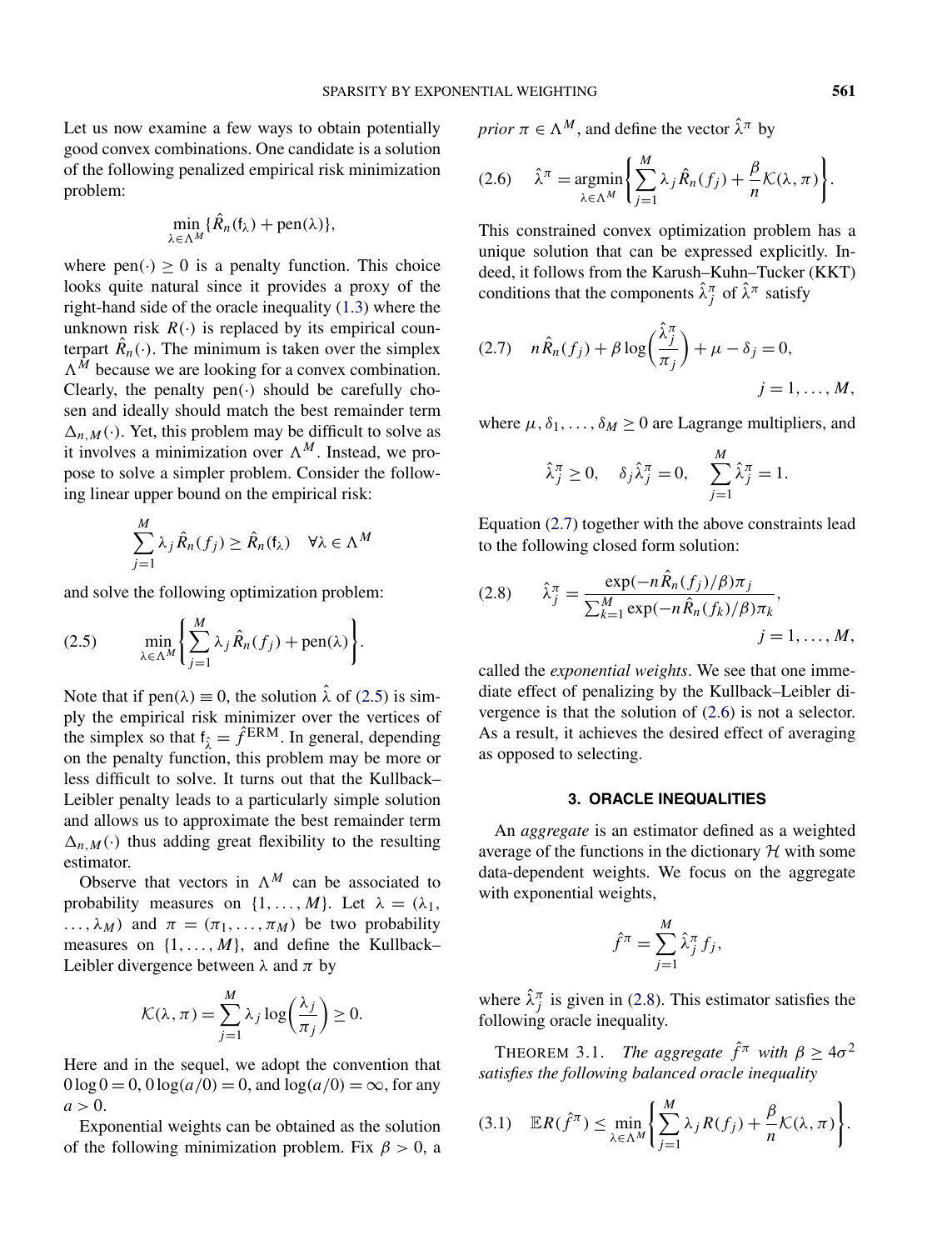Let us now examine a few ways to obtain potentially good convex combinations. One candidate is a solution of the following penalized empirical risk minimization problem:

$$\min_{\lambda \in \Lambda^M} \{\hat{R}_n(\mathsf{f}_\lambda) + \mathrm{pen}(\lambda)\},$$

where $\mathrm{pen}(\cdot) \geq 0$ is a penalty function. This choice looks quite natural since it provides a proxy of the right-hand side of the oracle inequality (1.3) where the unknown risk $R(\cdot)$ is replaced by its empirical counterpart $\hat{R}_n(\cdot)$. The minimum is taken over the simplex $\Lambda^M$ because we are looking for a convex combination. Clearly, the penalty $\mathrm{pen}(\cdot)$ should be carefully chosen and ideally should match the best remainder term $\Delta_{n,M}(\cdot)$. Yet, this problem may be difficult to solve as it involves a minimization over $\Lambda^M$. Instead, we propose to solve a simpler problem. Consider the following linear upper bound on the empirical risk:

$$\sum_{j=1}^M \lambda_j \hat{R}_n(f_j) \geq \hat{R}_n(\mathsf{f}_\lambda) \quad \forall \lambda \in \Lambda^M$$

and solve the following optimization problem:

$$\min_{\lambda \in \Lambda^M} \left\{ \sum_{j=1}^M \lambda_j \hat{R}_n(f_j) + \mathrm{pen}(\lambda) \right\}. \tag{2.5}$$

Note that if $\mathrm{pen}(\lambda) \equiv 0$, the solution $\hat{\lambda}$ of (2.5) is simply the empirical risk minimizer over the vertices of the simplex so that $\mathsf{f}_{\hat{\lambda}} = \hat{f}^{\mathrm{ERM}}$. In general, depending on the penalty function, this problem may be more or less difficult to solve. It turns out that the Kullback–Leibler penalty leads to a particularly simple solution and allows us to approximate the best remainder term $\Delta_{n,M}(\cdot)$ thus adding great flexibility to the resulting estimator.

Observe that vectors in $\Lambda^M$ can be associated to probability measures on $\{1, \dots, M\}$. Let $\lambda = (\lambda_1, \dots, \lambda_M)$ and $\pi = (\pi_1, \dots, \pi_M)$ be two probability measures on $\{1, \dots, M\}$, and define the Kullback–Leibler divergence between $\lambda$ and $\pi$ by

$$\mathcal{K}(\lambda, \pi) = \sum_{j=1}^M \lambda_j \log\left(\frac{\lambda_j}{\pi_j}\right) \geq 0.$$

Here and in the sequel, we adopt the convention that $0 \log 0 = 0$, $0 \log(a/0) = 0$, and $\log(a/0) = \infty$, for any $a > 0$.

Exponential weights can be obtained as the solution of the following minimization problem. Fix $\beta > 0$, a *prior* $\pi \in \Lambda^M$, and define the vector $\hat{\lambda}^\pi$ by

$$\hat{\lambda}^\pi = \operatorname*{argmin}_{\lambda \in \Lambda^M} \left\{ \sum_{j=1}^M \lambda_j \hat{R}_n(f_j) + \frac{\beta}{n} \mathcal{K}(\lambda, \pi) \right\}. \tag{2.6}$$

This constrained convex optimization problem has a unique solution that can be expressed explicitly. Indeed, it follows from the Karush–Kuhn–Tucker (KKT) conditions that the components $\hat{\lambda}_j^\pi$ of $\hat{\lambda}^\pi$ satisfy

$$n\hat{R}_n(f_j) + \beta \log\left(\frac{\hat{\lambda}_j^\pi}{\pi_j}\right) + \mu - \delta_j = 0, \quad j = 1, \dots, M, \tag{2.7}$$

where $\mu, \delta_1, \dots, \delta_M \geq 0$ are Lagrange multipliers, and

$$\hat{\lambda}_j^\pi \geq 0, \quad \delta_j \hat{\lambda}_j^\pi = 0, \quad \sum_{j=1}^M \hat{\lambda}_j^\pi = 1.$$

Equation (2.7) together with the above constraints lead to the following closed form solution:

$$\hat{\lambda}_j^\pi = \frac{\exp(-n\hat{R}_n(f_j)/\beta)\pi_j}{\sum_{k=1}^M \exp(-n\hat{R}_n(f_k)/\beta)\pi_k}, \quad j = 1, \dots, M, \tag{2.8}$$

called the *exponential weights*. We see that one immediate effect of penalizing by the Kullback–Leibler divergence is that the solution of (2.6) is not a selector. As a result, it achieves the desired effect of averaging as opposed to selecting.

## 3. ORACLE INEQUALITIES

An *aggregate* is an estimator defined as a weighted average of the functions in the dictionary $\mathcal{H}$ with some data-dependent weights. We focus on the aggregate with exponential weights,

$$\hat{f}^\pi = \sum_{j=1}^M \hat{\lambda}_j^\pi f_j,$$

where $\hat{\lambda}_j^\pi$ is given in (2.8). This estimator satisfies the following oracle inequality.

THEOREM 3.1. *The aggregate $\hat{f}^\pi$ with $\beta \geq 4\sigma^2$ satisfies the following balanced oracle inequality*

$$\mathbb{E}R(\hat{f}^\pi) \leq \min_{\lambda \in \Lambda^M} \left\{ \sum_{j=1}^M \lambda_j R(f_j) + \frac{\beta}{n} \mathcal{K}(\lambda, \pi) \right\}. \tag{3.1}$$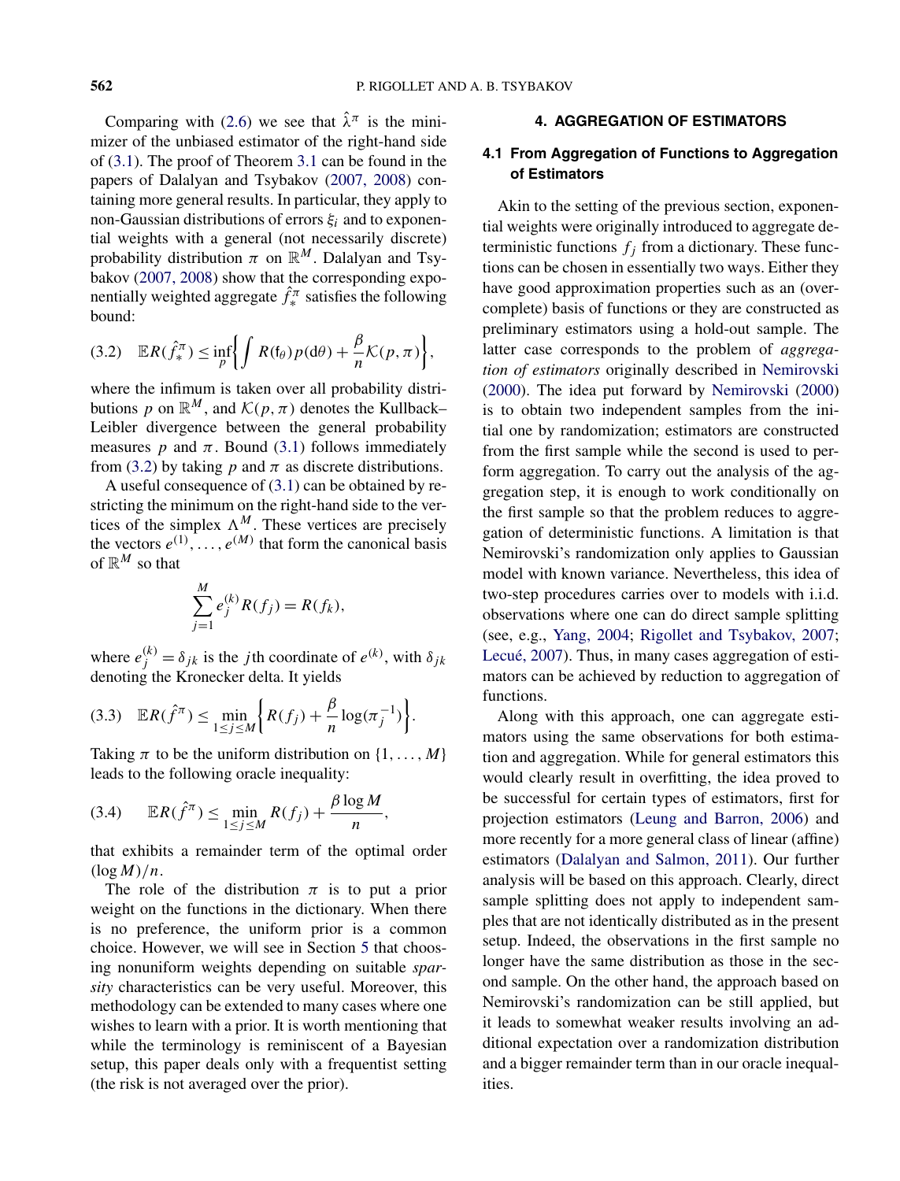Comparing with (2.6) we see that $\hat{\lambda}^{\pi}$ is the minimizer of the unbiased estimator of the right-hand side of (3.1). The proof of Theorem 3.1 can be found in the papers of Dalalyan and Tsybakov (2007, 2008) containing more general results. In particular, they apply to non-Gaussian distributions of errors $\xi_i$ and to exponential weights with a general (not necessarily discrete) probability distribution $\pi$ on $\mathbb{R}^M$. Dalalyan and Tsybakov (2007, 2008) show that the corresponding exponentially weighted aggregate $\hat{f}_*^{\pi}$ satisfies the following bound:

$$\mathbb{E}R(\hat{f}_*^{\pi}) \le \inf_p \left\{ \int R(\mathsf{f}_\theta) p(\mathrm{d}\theta) + \frac{\beta}{n} \mathcal{K}(p, \pi) \right\}, \tag{3.2}$$

where the infimum is taken over all probability distributions $p$ on $\mathbb{R}^M$, and $\mathcal{K}(p, \pi)$ denotes the Kullback–Leibler divergence between the general probability measures $p$ and $\pi$. Bound (3.1) follows immediately from (3.2) by taking $p$ and $\pi$ as discrete distributions.

A useful consequence of (3.1) can be obtained by restricting the minimum on the right-hand side to the vertices of the simplex $\Lambda^M$. These vertices are precisely the vectors $e^{(1)}, \dots, e^{(M)}$ that form the canonical basis of $\mathbb{R}^M$ so that

$$\sum_{j=1}^{M} e_j^{(k)} R(f_j) = R(f_k),$$

where $e_j^{(k)} = \delta_{jk}$ is the $j$th coordinate of $e^{(k)}$, with $\delta_{jk}$ denoting the Kronecker delta. It yields

$$\mathbb{E}R(\hat{f}^{\pi}) \le \min_{1 \le j \le M} \left\{ R(f_j) + \frac{\beta}{n} \log(\pi_j^{-1}) \right\}. \tag{3.3}$$

Taking $\pi$ to be the uniform distribution on $\{1, \dots, M\}$ leads to the following oracle inequality:

$$\mathbb{E}R(\hat{f}^{\pi}) \le \min_{1 \le j \le M} R(f_j) + \frac{\beta \log M}{n}, \tag{3.4}$$

that exhibits a remainder term of the optimal order $(\log M)/n$.

The role of the distribution $\pi$ is to put a prior weight on the functions in the dictionary. When there is no preference, the uniform prior is a common choice. However, we will see in Section 5 that choosing nonuniform weights depending on suitable *sparsity* characteristics can be very useful. Moreover, this methodology can be extended to many cases where one wishes to learn with a prior. It is worth mentioning that while the terminology is reminiscent of a Bayesian setup, this paper deals only with a frequentist setting (the risk is not averaged over the prior).

## 4. AGGREGATION OF ESTIMATORS

### 4.1 From Aggregation of Functions to Aggregation of Estimators

Akin to the setting of the previous section, exponential weights were originally introduced to aggregate deterministic functions $f_j$ from a dictionary. These functions can be chosen in essentially two ways. Either they have good approximation properties such as an (overcomplete) basis of functions or they are constructed as preliminary estimators using a hold-out sample. The latter case corresponds to the problem of *aggregation of estimators* originally described in Nemirovski (2000). The idea put forward by Nemirovski (2000) is to obtain two independent samples from the initial one by randomization; estimators are constructed from the first sample while the second is used to perform aggregation. To carry out the analysis of the aggregation step, it is enough to work conditionally on the first sample so that the problem reduces to aggregation of deterministic functions. A limitation is that Nemirovski's randomization only applies to Gaussian model with known variance. Nevertheless, this idea of two-step procedures carries over to models with i.i.d. observations where one can do direct sample splitting (see, e.g., Yang, 2004; Rigollet and Tsybakov, 2007; Lecué, 2007). Thus, in many cases aggregation of estimators can be achieved by reduction to aggregation of functions.

Along with this approach, one can aggregate estimators using the same observations for both estimation and aggregation. While for general estimators this would clearly result in overfitting, the idea proved to be successful for certain types of estimators, first for projection estimators (Leung and Barron, 2006) and more recently for a more general class of linear (affine) estimators (Dalalyan and Salmon, 2011). Our further analysis will be based on this approach. Clearly, direct sample splitting does not apply to independent samples that are not identically distributed as in the present setup. Indeed, the observations in the first sample no longer have the same distribution as those in the second sample. On the other hand, the approach based on Nemirovski's randomization can be still applied, but it leads to somewhat weaker results involving an additional expectation over a randomization distribution and a bigger remainder term than in our oracle inequalities.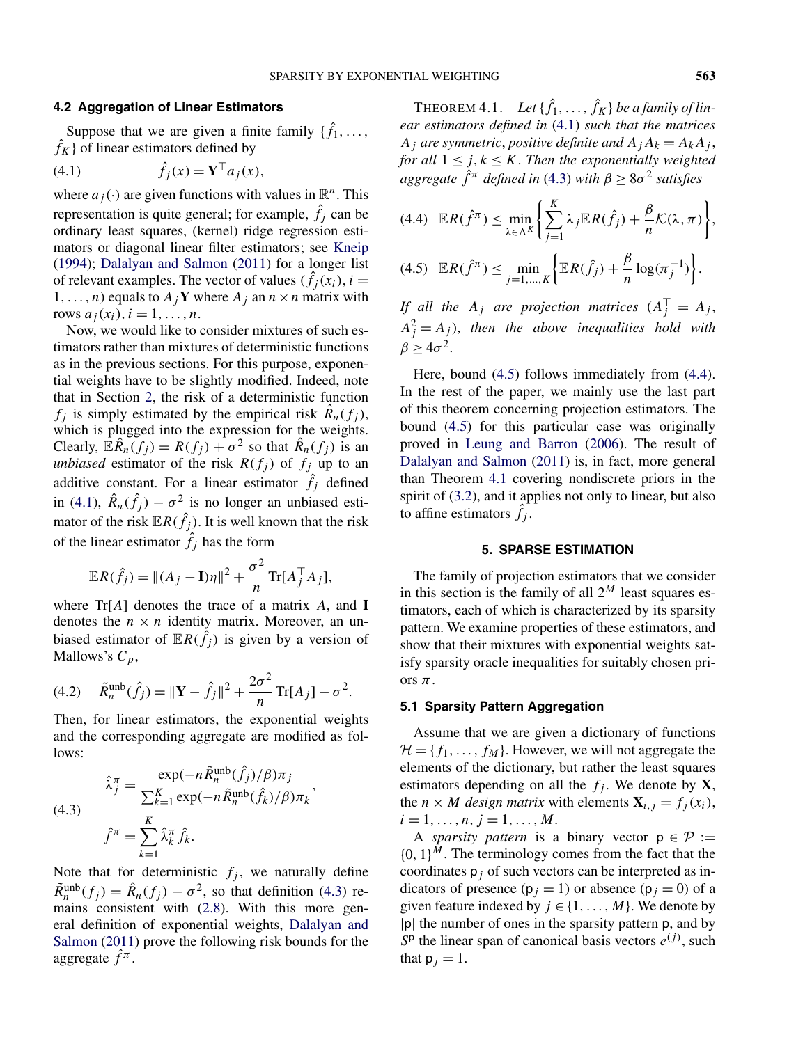### 4.2 Aggregation of Linear Estimators

Suppose that we are given a finite family $\{\hat{f}_1, \dots, \hat{f}_K\}$ of linear estimators defined by

$$\hat{f}_j(x) = \mathbf{Y}^\top a_j(x), \tag{4.1}$$

where $a_j(\cdot)$ are given functions with values in $\mathbb{R}^n$. This representation is quite general; for example, $\hat{f}_j$ can be ordinary least squares, (kernel) ridge regression estimators or diagonal linear filter estimators; see Kneip (1994); Dalalyan and Salmon (2011) for a longer list of relevant examples. The vector of values $(\hat{f}_j(x_i), i = 1, \dots, n)$ equals to $A_j\mathbf{Y}$ where $A_j$ an $n \times n$ matrix with rows $a_j(x_i), i = 1, \dots, n$.

Now, we would like to consider mixtures of such estimators rather than mixtures of deterministic functions as in the previous sections. For this purpose, exponential weights have to be slightly modified. Indeed, note that in Section 2, the risk of a deterministic function $f_j$ is simply estimated by the empirical risk $\hat{R}_n(f_j)$, which is plugged into the expression for the weights. Clearly, $\mathbb{E}\hat{R}_n(f_j) = R(f_j) + \sigma^2$ so that $\hat{R}_n(f_j)$ is an *unbiased* estimator of the risk $R(f_j)$ of $f_j$ up to an additive constant. For a linear estimator $\hat{f}_j$ defined in (4.1), $\hat{R}_n(\hat{f}_j) - \sigma^2$ is no longer an unbiased estimator of the risk $\mathbb{E}R(\hat{f}_j)$. It is well known that the risk of the linear estimator $\hat{f}_j$ has the form

$$\mathbb{E}R(\hat{f}_j) = \|(A_j - \mathbf{I})\eta\|^2 + \frac{\sigma^2}{n}\operatorname{Tr}[A_j^\top A_j],$$

where $\operatorname{Tr}[A]$ denotes the trace of a matrix $A$, and $\mathbf{I}$ denotes the $n \times n$ identity matrix. Moreover, an unbiased estimator of $\mathbb{E}R(\hat{f}_j)$ is given by a version of Mallows's $C_p$,

$$\tilde{R}_n^{\text{unb}}(\hat{f}_j) = \|\mathbf{Y} - \hat{f}_j\|^2 + \frac{2\sigma^2}{n}\operatorname{Tr}[A_j] - \sigma^2. \tag{4.2}$$

Then, for linear estimators, the exponential weights and the corresponding aggregate are modified as follows:

$$\begin{aligned} \hat{\lambda}_j^\pi &= \frac{\exp(-n\tilde{R}_n^{\text{unb}}(\hat{f}_j)/\beta)\pi_j}{\sum_{k=1}^K \exp(-n\tilde{R}_n^{\text{unb}}(\hat{f}_k)/\beta)\pi_k}, \\ \hat{f}^\pi &= \sum_{k=1}^K \hat{\lambda}_k^\pi \hat{f}_k. \end{aligned} \tag{4.3}$$

Note that for deterministic $f_j$, we naturally define $\tilde{R}_n^{\text{unb}}(f_j) = \hat{R}_n(f_j) - \sigma^2$, so that definition (4.3) remains consistent with (2.8). With this more general definition of exponential weights, Dalalyan and Salmon (2011) prove the following risk bounds for the aggregate $\hat{f}^\pi$.

THEOREM 4.1. *Let $\{\hat{f}_1, \dots, \hat{f}_K\}$ be a family of linear estimators defined in (4.1) such that the matrices $A_j$ are symmetric, positive definite and $A_jA_k = A_kA_j$, for all $1 \le j, k \le K$. Then the exponentially weighted aggregate $\hat{f}^\pi$ defined in (4.3) with $\beta \ge 8\sigma^2$ satisfies*

$$\mathbb{E}R(\hat{f}^\pi) \le \min_{\lambda \in \Lambda^K}\left\{\sum_{j=1}^K \lambda_j \mathbb{E}R(\hat{f}_j) + \frac{\beta}{n}\mathcal{K}(\lambda, \pi)\right\}, \tag{4.4}$$

$$\mathbb{E}R(\hat{f}^\pi) \le \min_{j=1,\dots,K}\left\{\mathbb{E}R(\hat{f}_j) + \frac{\beta}{n}\log(\pi_j^{-1})\right\}. \tag{4.5}$$

*If all the $A_j$ are projection matrices ($A_j^\top = A_j$, $A_j^2 = A_j$), then the above inequalities hold with $\beta \ge 4\sigma^2$.*

Here, bound (4.5) follows immediately from (4.4). In the rest of the paper, we mainly use the last part of this theorem concerning projection estimators. The bound (4.5) for this particular case was originally proved in Leung and Barron (2006). The result of Dalalyan and Salmon (2011) is, in fact, more general than Theorem 4.1 covering nondiscrete priors in the spirit of (3.2), and it applies not only to linear, but also to affine estimators $\hat{f}_j$.

## 5. SPARSE ESTIMATION

The family of projection estimators that we consider in this section is the family of all $2^M$ least squares estimators, each of which is characterized by its sparsity pattern. We examine properties of these estimators, and show that their mixtures with exponential weights satisfy sparsity oracle inequalities for suitably chosen priors $\pi$.

### 5.1 Sparsity Pattern Aggregation

Assume that we are given a dictionary of functions $\mathcal{H} = \{f_1, \dots, f_M\}$. However, we will not aggregate the elements of the dictionary, but rather the least squares estimators depending on all the $f_j$. We denote by $\mathbf{X}$, the $n \times M$ *design matrix* with elements $\mathbf{X}_{i,j} = f_j(x_i)$, $i = 1, \dots, n$, $j = 1, \dots, M$.

A *sparsity pattern* is a binary vector $\mathsf{p} \in \mathcal{P} := \{0, 1\}^M$. The terminology comes from the fact that the coordinates $\mathsf{p}_j$ of such vectors can be interpreted as indicators of presence ($\mathsf{p}_j = 1$) or absence ($\mathsf{p}_j = 0$) of a given feature indexed by $j \in \{1, \dots, M\}$. We denote by $|\mathsf{p}|$ the number of ones in the sparsity pattern $\mathsf{p}$, and by $S^{\mathsf{p}}$ the linear span of canonical basis vectors $e^{(j)}$, such that $\mathsf{p}_j = 1$.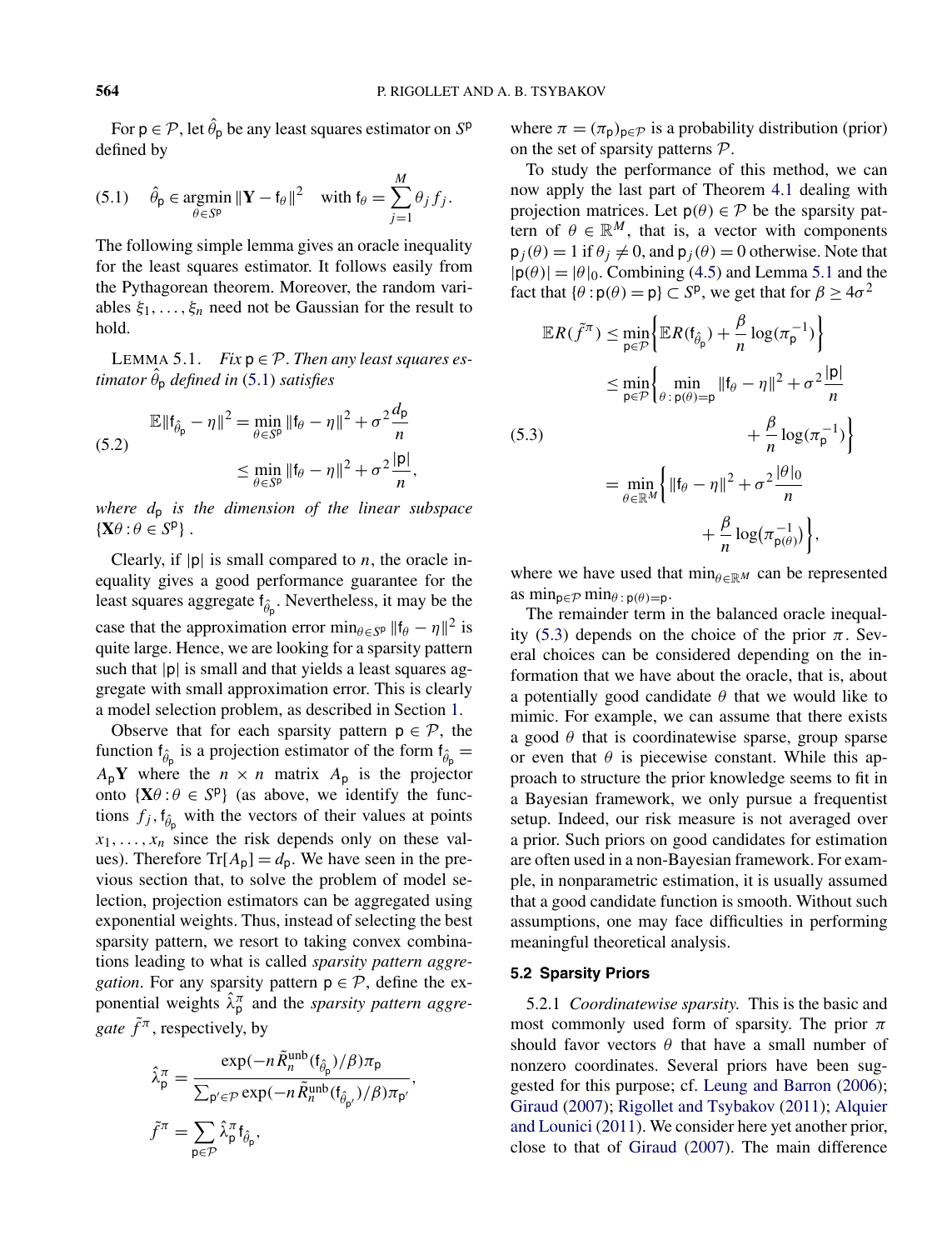For $\mathsf{p} \in \mathcal{P}$, let $\hat\theta_{\mathsf{p}}$ be any least squares estimator on $S^{\mathsf{p}}$ defined by

$$
\hat\theta_{\mathsf{p}} \in \operatorname*{argmin}_{\theta \in S^{\mathsf{p}}} \|\mathbf{Y} - \mathsf{f}_\theta\|^2 \quad \text{with } \mathsf{f}_\theta = \sum_{j=1}^{M} \theta_j f_j. \tag{5.1}
$$

The following simple lemma gives an oracle inequality for the least squares estimator. It follows easily from the Pythagorean theorem. Moreover, the random variables $\xi_1, \dots, \xi_n$ need not be Gaussian for the result to hold.

LEMMA 5.1. *Fix $\mathsf{p} \in \mathcal{P}$. Then any least squares estimator $\hat\theta_{\mathsf{p}}$ defined in* (5.1) *satisfies*

$$
\begin{aligned}
\mathbb{E}\|\mathsf{f}_{\hat\theta_{\mathsf{p}}} - \eta\|^2 &= \min_{\theta \in S^{\mathsf{p}}} \|\mathsf{f}_\theta - \eta\|^2 + \sigma^2 \frac{d_{\mathsf{p}}}{n} \\
&\le \min_{\theta \in S^{\mathsf{p}}} \|\mathsf{f}_\theta - \eta\|^2 + \sigma^2 \frac{|\mathsf{p}|}{n},
\end{aligned} \tag{5.2}
$$

*where $d_{\mathsf{p}}$ is the dimension of the linear subspace $\{\mathbf{X}\theta : \theta \in S^{\mathsf{p}}\}$.*

Clearly, if $|\mathsf{p}|$ is small compared to $n$, the oracle inequality gives a good performance guarantee for the least squares aggregate $\mathsf{f}_{\hat\theta_{\mathsf{p}}}$. Nevertheless, it may be the case that the approximation error $\min_{\theta \in S^{\mathsf{p}}} \|\mathsf{f}_\theta - \eta\|^2$ is quite large. Hence, we are looking for a sparsity pattern such that $|\mathsf{p}|$ is small and that yields a least squares aggregate with small approximation error. This is clearly a model selection problem, as described in Section 1.

Observe that for each sparsity pattern $\mathsf{p} \in \mathcal{P}$, the function $\mathsf{f}_{\hat\theta_{\mathsf{p}}}$ is a projection estimator of the form $\mathsf{f}_{\hat\theta_{\mathsf{p}}} = A_{\mathsf{p}}\mathbf{Y}$ where the $n \times n$ matrix $A_{\mathsf{p}}$ is the projector onto $\{\mathbf{X}\theta : \theta \in S^{\mathsf{p}}\}$ (as above, we identify the functions $f_j, \mathsf{f}_{\hat\theta_{\mathsf{p}}}$ with the vectors of their values at points $x_1, \dots, x_n$ since the risk depends only on these values). Therefore $\mathrm{Tr}[A_{\mathsf{p}}] = d_{\mathsf{p}}$. We have seen in the previous section that, to solve the problem of model selection, projection estimators can be aggregated using exponential weights. Thus, instead of selecting the best sparsity pattern, we resort to taking convex combinations leading to what is called *sparsity pattern aggregation*. For any sparsity pattern $\mathsf{p} \in \mathcal{P}$, define the exponential weights $\hat\lambda^\pi_{\mathsf{p}}$ and the *sparsity pattern aggregate* $\tilde f^\pi$, respectively, by

$$
\hat\lambda^\pi_{\mathsf{p}} = \frac{\exp(-n\tilde R^{\mathrm{unb}}_n(\mathsf{f}_{\hat\theta_{\mathsf{p}}})/\beta)\pi_{\mathsf{p}}}{\sum_{\mathsf{p}' \in \mathcal{P}} \exp(-n\tilde R^{\mathrm{unb}}_n(\mathsf{f}_{\hat\theta_{\mathsf{p}'}})/\beta)\pi_{\mathsf{p}'}},
$$

$$
\tilde f^\pi = \sum_{\mathsf{p} \in \mathcal{P}} \hat\lambda^\pi_{\mathsf{p}} \mathsf{f}_{\hat\theta_{\mathsf{p}}},
$$

where $\pi = (\pi_{\mathsf{p}})_{\mathsf{p} \in \mathcal{P}}$ is a probability distribution (prior) on the set of sparsity patterns $\mathcal{P}$.

To study the performance of this method, we can now apply the last part of Theorem 4.1 dealing with projection matrices. Let $\mathsf{p}(\theta) \in \mathcal{P}$ be the sparsity pattern of $\theta \in \mathbb{R}^M$, that is, a vector with components $\mathsf{p}_j(\theta) = 1$ if $\theta_j \neq 0$, and $\mathsf{p}_j(\theta) = 0$ otherwise. Note that $|\mathsf{p}(\theta)| = |\theta|_0$. Combining (4.5) and Lemma 5.1 and the fact that $\{\theta : \mathsf{p}(\theta) = \mathsf{p}\} \subset S^{\mathsf{p}}$, we get that for $\beta \ge 4\sigma^2$

$$
\begin{aligned}
\mathbb{E}R(\tilde f^\pi) &\le \min_{\mathsf{p} \in \mathcal{P}} \left\{ \mathbb{E}R(\mathsf{f}_{\hat\theta_{\mathsf{p}}}) + \frac{\beta}{n}\log(\pi_{\mathsf{p}}^{-1}) \right\} \\
&\le \min_{\mathsf{p} \in \mathcal{P}} \left\{ \min_{\theta : \mathsf{p}(\theta) = \mathsf{p}} \|\mathsf{f}_\theta - \eta\|^2 + \sigma^2 \frac{|\mathsf{p}|}{n} + \frac{\beta}{n}\log(\pi_{\mathsf{p}}^{-1}) \right\} \\
&= \min_{\theta \in \mathbb{R}^M} \left\{ \|\mathsf{f}_\theta - \eta\|^2 + \sigma^2 \frac{|\theta|_0}{n} + \frac{\beta}{n}\log(\pi^{-1}_{\mathsf{p}(\theta)}) \right\},
\end{aligned} \tag{5.3}
$$

where we have used that $\min_{\theta \in \mathbb{R}^M}$ can be represented as $\min_{\mathsf{p} \in \mathcal{P}} \min_{\theta : \mathsf{p}(\theta) = \mathsf{p}}$.

The remainder term in the balanced oracle inequality (5.3) depends on the choice of the prior $\pi$. Several choices can be considered depending on the information that we have about the oracle, that is, about a potentially good candidate $\theta$ that we would like to mimic. For example, we can assume that there exists a good $\theta$ that is coordinatewise sparse, group sparse or even that $\theta$ is piecewise constant. While this approach to structure the prior knowledge seems to fit in a Bayesian framework, we only pursue a frequentist setup. Indeed, our risk measure is not averaged over a prior. Such priors on good candidates for estimation are often used in a non-Bayesian framework. For example, in nonparametric estimation, it is usually assumed that a good candidate function is smooth. Without such assumptions, one may face difficulties in performing meaningful theoretical analysis.

### 5.2 Sparsity Priors

5.2.1 *Coordinatewise sparsity.* This is the basic and most commonly used form of sparsity. The prior $\pi$ should favor vectors $\theta$ that have a small number of nonzero coordinates. Several priors have been suggested for this purpose; cf. Leung and Barron (2006); Giraud (2007); Rigollet and Tsybakov (2011); Alquier and Lounici (2011). We consider here yet another prior, close to that of Giraud (2007). The main difference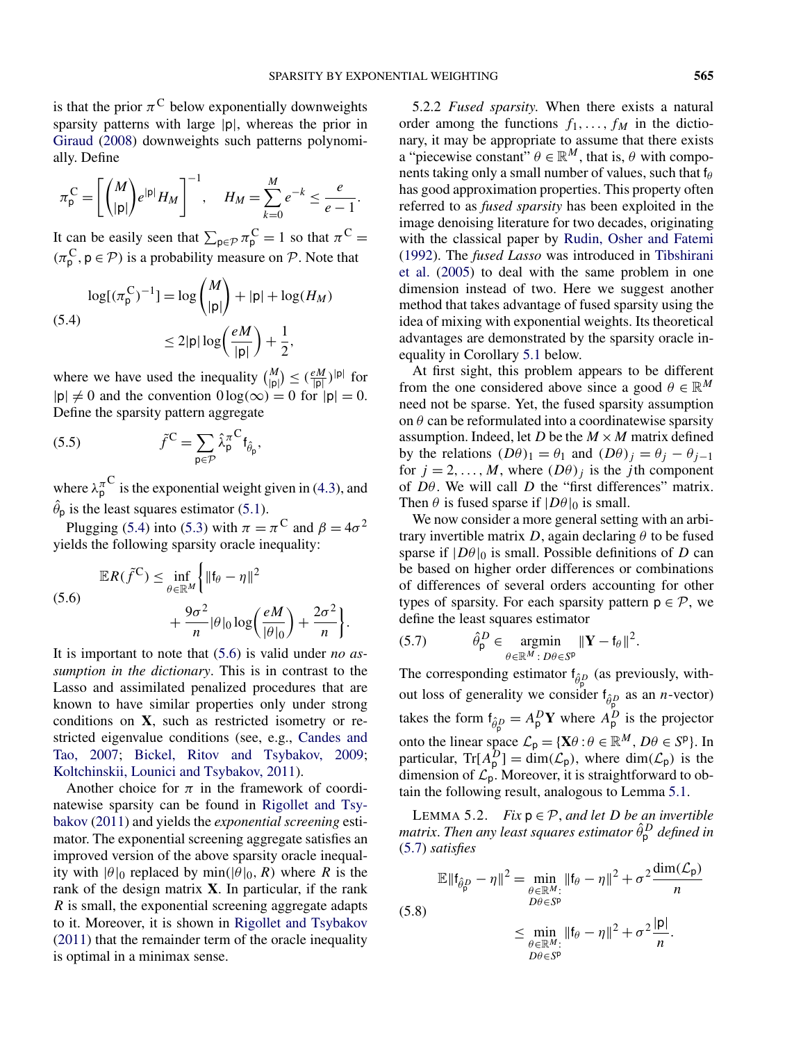is that the prior $\pi^{\mathrm{C}}$ below exponentially downweights sparsity patterns with large $|\mathsf{p}|$, whereas the prior in Giraud (2008) downweights such patterns polynomially. Define

$$\pi_{\mathsf{p}}^{\mathrm{C}} = \left[\binom{M}{|\mathsf{p}|} e^{|\mathsf{p}|} H_M\right]^{-1}, \quad H_M = \sum_{k=0}^{M} e^{-k} \le \frac{e}{e-1}.$$

It can be easily seen that $\sum_{\mathsf{p}\in\mathcal{P}} \pi_{\mathsf{p}}^{\mathrm{C}} = 1$ so that $\pi^{\mathrm{C}} = (\pi_{\mathsf{p}}^{\mathrm{C}}, \mathsf{p}\in\mathcal{P})$ is a probability measure on $\mathcal{P}$. Note that

$$\begin{aligned} \log[(\pi_{\mathsf{p}}^{\mathrm{C}})^{-1}] &= \log\binom{M}{|\mathsf{p}|} + |\mathsf{p}| + \log(H_M) \\ &\le 2|\mathsf{p}|\log\left(\frac{eM}{|\mathsf{p}|}\right) + \frac{1}{2}, \end{aligned} \tag{5.4}$$

where we have used the inequality $\binom{M}{|\mathsf{p}|} \le (\frac{eM}{|\mathsf{p}|})^{|\mathsf{p}|}$ for $|\mathsf{p}| \ne 0$ and the convention $0\log(\infty) = 0$ for $|\mathsf{p}| = 0$. Define the sparsity pattern aggregate

$$\tilde{f}^{\mathrm{C}} = \sum_{\mathsf{p}\in\mathcal{P}} \hat{\lambda}_{\mathsf{p}}^{\pi^{\mathrm{C}}} \mathsf{f}_{\hat{\theta}_{\mathsf{p}}}, \tag{5.5}$$

where $\lambda_{\mathsf{p}}^{\pi^{\mathrm{C}}}$ is the exponential weight given in (4.3), and $\hat{\theta}_{\mathsf{p}}$ is the least squares estimator (5.1).

Plugging (5.4) into (5.3) with $\pi = \pi^{\mathrm{C}}$ and $\beta = 4\sigma^2$ yields the following sparsity oracle inequality:

$$\begin{aligned} \mathbb{E}R(\tilde{f}^{\mathrm{C}}) \le \inf_{\theta\in\mathbb{R}^M} \bigg\{ &\|\mathsf{f}_\theta - \eta\|^2 \\ &+ \frac{9\sigma^2}{n}|\theta|_0 \log\left(\frac{eM}{|\theta|_0}\right) + \frac{2\sigma^2}{n} \bigg\}. \end{aligned} \tag{5.6}$$

It is important to note that (5.6) is valid under *no assumption in the dictionary*. This is in contrast to the Lasso and assimilated penalized procedures that are known to have similar properties only under strong conditions on $\mathbf{X}$, such as restricted isometry or restricted eigenvalue conditions (see, e.g., Candes and Tao, 2007; Bickel, Ritov and Tsybakov, 2009; Koltchinskii, Lounici and Tsybakov, 2011).

Another choice for $\pi$ in the framework of coordinatewise sparsity can be found in Rigollet and Tsybakov (2011) and yields the *exponential screening* estimator. The exponential screening aggregate satisfies an improved version of the above sparsity oracle inequality with $|\theta|_0$ replaced by $\min(|\theta|_0, R)$ where $R$ is the rank of the design matrix $\mathbf{X}$. In particular, if the rank $R$ is small, the exponential screening aggregate adapts to it. Moreover, it is shown in Rigollet and Tsybakov (2011) that the remainder term of the oracle inequality is optimal in a minimax sense.

5.2.2 *Fused sparsity.* When there exists a natural order among the functions $f_1, \dots, f_M$ in the dictionary, it may be appropriate to assume that there exists a "piecewise constant" $\theta \in \mathbb{R}^M$, that is, $\theta$ with components taking only a small number of values, such that $\mathsf{f}_\theta$ has good approximation properties. This property often referred to as *fused sparsity* has been exploited in the image denoising literature for two decades, originating with the classical paper by Rudin, Osher and Fatemi (1992). The *fused Lasso* was introduced in Tibshirani et al. (2005) to deal with the same problem in one dimension instead of two. Here we suggest another method that takes advantage of fused sparsity using the idea of mixing with exponential weights. Its theoretical advantages are demonstrated by the sparsity oracle inequality in Corollary 5.1 below.

At first sight, this problem appears to be different from the one considered above since a good $\theta \in \mathbb{R}^M$ need not be sparse. Yet, the fused sparsity assumption on $\theta$ can be reformulated into a coordinatewise sparsity assumption. Indeed, let $D$ be the $M \times M$ matrix defined by the relations $(D\theta)_1 = \theta_1$ and $(D\theta)_j = \theta_j - \theta_{j-1}$ for $j = 2, \dots, M$, where $(D\theta)_j$ is the $j$th component of $D\theta$. We will call $D$ the "first differences" matrix. Then $\theta$ is fused sparse if $|D\theta|_0$ is small.

We now consider a more general setting with an arbitrary invertible matrix $D$, again declaring $\theta$ to be fused sparse if $|D\theta|_0$ is small. Possible definitions of $D$ can be based on higher order differences or combinations of differences of several orders accounting for other types of sparsity. For each sparsity pattern $\mathsf{p} \in \mathcal{P}$, we define the least squares estimator

$$\hat{\theta}_{\mathsf{p}}^D \in \operatorname*{argmin}_{\theta\in\mathbb{R}^M:\, D\theta\in S^{\mathsf{p}}} \|\mathbf{Y} - \mathsf{f}_\theta\|^2. \tag{5.7}$$

The corresponding estimator $\mathsf{f}_{\hat{\theta}_{\mathsf{p}}^D}$ (as previously, without loss of generality we consider $\mathsf{f}_{\hat{\theta}_{\mathsf{p}}^D}$ as an $n$-vector) takes the form $\mathsf{f}_{\hat{\theta}_{\mathsf{p}}^D} = A_{\mathsf{p}}^D \mathbf{Y}$ where $A_{\mathsf{p}}^D$ is the projector onto the linear space $\mathcal{L}_{\mathsf{p}} = \{\mathbf{X}\theta : \theta \in \mathbb{R}^M, D\theta \in S^{\mathsf{p}}\}$. In particular, $\mathrm{Tr}[A_{\mathsf{p}}^D] = \dim(\mathcal{L}_{\mathsf{p}})$, where $\dim(\mathcal{L}_{\mathsf{p}})$ is the dimension of $\mathcal{L}_{\mathsf{p}}$. Moreover, it is straightforward to obtain the following result, analogous to Lemma 5.1.

LEMMA 5.2. *Fix $\mathsf{p} \in \mathcal{P}$, and let $D$ be an invertible matrix. Then any least squares estimator $\hat{\theta}_{\mathsf{p}}^D$ defined in* (5.7) *satisfies*

$$\begin{aligned} \mathbb{E}\|\mathsf{f}_{\hat{\theta}_{\mathsf{p}}^D} - \eta\|^2 &= \min_{\substack{\theta\in\mathbb{R}^M:\\ D\theta\in S^{\mathsf{p}}}} \|\mathsf{f}_\theta - \eta\|^2 + \sigma^2\frac{\dim(\mathcal{L}_{\mathsf{p}})}{n} \\ &\le \min_{\substack{\theta\in\mathbb{R}^M:\\ D\theta\in S^{\mathsf{p}}}} \|\mathsf{f}_\theta - \eta\|^2 + \sigma^2\frac{|\mathsf{p}|}{n}. \end{aligned} \tag{5.8}$$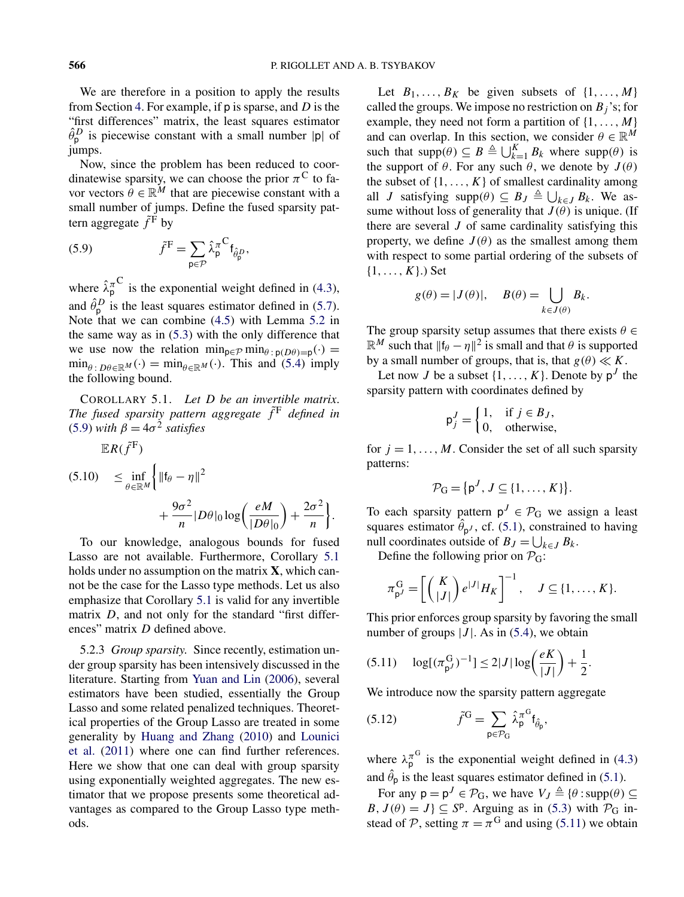We are therefore in a position to apply the results from Section 4. For example, if $\mathsf{p}$ is sparse, and $D$ is the "first differences" matrix, the least squares estimator $\hat{\theta}^D_{\mathsf{p}}$ is piecewise constant with a small number $|\mathsf{p}|$ of jumps.

Now, since the problem has been reduced to coordinatewise sparsity, we can choose the prior $\pi^{\mathrm{C}}$ to favor vectors $\theta \in \mathbb{R}^M$ that are piecewise constant with a small number of jumps. Define the fused sparsity pattern aggregate $\tilde{f}^{\mathrm{F}}$ by

$$\tilde{f}^{\mathrm{F}} = \sum_{\mathsf{p} \in \mathcal{P}} \hat{\lambda}^{\pi^{\mathrm{C}}}_{\mathsf{p}} \mathsf{f}_{\hat{\theta}^D_{\mathsf{p}}}, \tag{5.9}$$

where $\hat{\lambda}^{\pi^{\mathrm{C}}}_{\mathsf{p}}$ is the exponential weight defined in (4.3), and $\hat{\theta}^D_{\mathsf{p}}$ is the least squares estimator defined in (5.7). Note that we can combine (4.5) with Lemma 5.2 in the same way as in (5.3) with the only difference that we use now the relation $\min_{\mathsf{p} \in \mathcal{P}} \min_{\theta : \mathsf{p}(D\theta) = \mathsf{p}}(\cdot) = \min_{\theta : D\theta \in \mathbb{R}^M}(\cdot) = \min_{\theta \in \mathbb{R}^M}(\cdot)$. This and (5.4) imply the following bound.

COROLLARY 5.1. *Let $D$ be an invertible matrix. The fused sparsity pattern aggregate $\tilde{f}^{\mathrm{F}}$ defined in (5.9) with $\beta = 4\sigma^2$ satisfies*

$$\mathbb{E}R(\tilde{f}^{\mathrm{F}}) \leq \inf_{\theta \in \mathbb{R}^M} \left\{ \|\mathsf{f}_\theta - \eta\|^2 + \frac{9\sigma^2}{n} |D\theta|_0 \log\left(\frac{eM}{|D\theta|_0}\right) + \frac{2\sigma^2}{n} \right\}. \tag{5.10}$$

To our knowledge, analogous bounds for fused Lasso are not available. Furthermore, Corollary 5.1 holds under no assumption on the matrix $\mathbf{X}$, which cannot be the case for the Lasso type methods. Let us also emphasize that Corollary 5.1 is valid for any invertible matrix $D$, and not only for the standard "first differences" matrix $D$ defined above.

5.2.3 *Group sparsity.* Since recently, estimation under group sparsity has been intensively discussed in the literature. Starting from Yuan and Lin (2006), several estimators have been studied, essentially the Group Lasso and some related penalized techniques. Theoretical properties of the Group Lasso are treated in some generality by Huang and Zhang (2010) and Lounici et al. (2011) where one can find further references. Here we show that one can deal with group sparsity using exponentially weighted aggregates. The new estimator that we propose presents some theoretical advantages as compared to the Group Lasso type methods.

Let $B_1, \ldots, B_K$ be given subsets of $\{1, \ldots, M\}$ called the groups. We impose no restriction on $B_j$'s; for example, they need not form a partition of $\{1, \ldots, M\}$ and can overlap. In this section, we consider $\theta \in \mathbb{R}^M$ such that $\mathrm{supp}(\theta) \subseteq B \triangleq \bigcup_{k=1}^K B_k$ where $\mathrm{supp}(\theta)$ is the support of $\theta$. For any such $\theta$, we denote by $J(\theta)$ the subset of $\{1, \ldots, K\}$ of smallest cardinality among all $J$ satisfying $\mathrm{supp}(\theta) \subseteq B_J \triangleq \bigcup_{k \in J} B_k$. We assume without loss of generality that $J(\theta)$ is unique. (If there are several $J$ of same cardinality satisfying this property, we define $J(\theta)$ as the smallest among them with respect to some partial ordering of the subsets of $\{1, \ldots, K\}$.) Set

$$g(\theta) = |J(\theta)|, \quad B(\theta) = \bigcup_{k \in J(\theta)} B_k.$$

The group sparsity setup assumes that there exists $\theta \in \mathbb{R}^M$ such that $\|\mathsf{f}_\theta - \eta\|^2$ is small and that $\theta$ is supported by a small number of groups, that is, that $g(\theta) \ll K$.

Let now $J$ be a subset $\{1, \ldots, K\}$. Denote by $\mathsf{p}^J$ the sparsity pattern with coordinates defined by

$$\mathsf{p}^J_j = \begin{cases} 1, & \text{if } j \in B_J, \\ 0, & \text{otherwise,} \end{cases}$$

for $j = 1, \ldots, M$. Consider the set of all such sparsity patterns:

$$\mathcal{P}_{\mathrm{G}} = \{\mathsf{p}^J, J \subseteq \{1, \ldots, K\}\}.$$

To each sparsity pattern $\mathsf{p}^J \in \mathcal{P}_{\mathrm{G}}$ we assign a least squares estimator $\hat{\theta}_{\mathsf{p}^J}$, cf. (5.1), constrained to having null coordinates outside of $B_J = \bigcup_{k \in J} B_k$.

Define the following prior on $\mathcal{P}_{\mathrm{G}}$:

$$\pi^{\mathrm{G}}_{\mathsf{p}^J} = \left[ \binom{K}{|J|} e^{|J|} H_K \right]^{-1}, \quad J \subseteq \{1, \ldots, K\}.$$

This prior enforces group sparsity by favoring the small number of groups $|J|$. As in (5.4), we obtain

$$\log[(\pi^{\mathrm{G}}_{\mathsf{p}^J})^{-1}] \leq 2|J| \log\left(\frac{eK}{|J|}\right) + \frac{1}{2}. \tag{5.11}$$

We introduce now the sparsity pattern aggregate

$$\tilde{f}^{\mathrm{G}} = \sum_{\mathsf{p} \in \mathcal{P}_{\mathrm{G}}} \hat{\lambda}^{\pi^{\mathrm{G}}}_{\mathsf{p}} \mathsf{f}_{\hat{\theta}_{\mathsf{p}}}, \tag{5.12}$$

where $\lambda^{\pi^{\mathrm{G}}}_{\mathsf{p}}$ is the exponential weight defined in (4.3) and $\hat{\theta}_{\mathsf{p}}$ is the least squares estimator defined in (5.1).

For any $\mathsf{p} = \mathsf{p}^J \in \mathcal{P}_{\mathrm{G}}$, we have $V_J \triangleq \{\theta : \mathrm{supp}(\theta) \subseteq B, J(\theta) = J\} \subseteq S^{\mathsf{p}}$. Arguing as in (5.3) with $\mathcal{P}_{\mathrm{G}}$ instead of $\mathcal{P}$, setting $\pi = \pi^{\mathrm{G}}$ and using (5.11) we obtain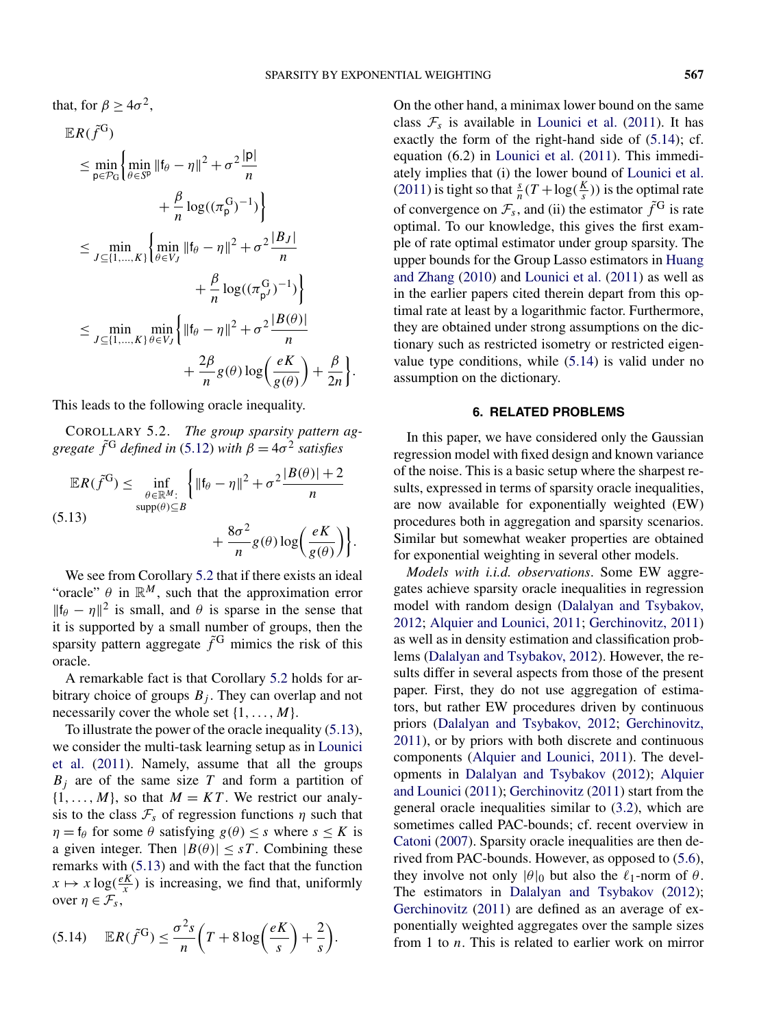that, for $\beta \geq 4\sigma^2$,

$$
\begin{aligned}
\mathbb{E}R(\tilde{f}^{\mathrm{G}}) &\leq \min_{\mathsf{p}\in\mathcal{P}_{\mathrm{G}}} \left\{ \min_{\theta\in S^{\mathsf{p}}} \|\mathsf{f}_\theta - \eta\|^2 + \sigma^2 \frac{|\mathsf{p}|}{n} + \frac{\beta}{n}\log((\pi^{\mathrm{G}}_{\mathsf{p}})^{-1}) \right\} \\
&\leq \min_{J\subseteq\{1,\ldots,K\}} \left\{ \min_{\theta\in V_J} \|\mathsf{f}_\theta - \eta\|^2 + \sigma^2 \frac{|B_J|}{n} + \frac{\beta}{n}\log((\pi^{\mathrm{G}}_{\mathsf{p}^J})^{-1}) \right\} \\
&\leq \min_{J\subseteq\{1,\ldots,K\}} \min_{\theta\in V_J} \left\{ \|\mathsf{f}_\theta - \eta\|^2 + \sigma^2 \frac{|B(\theta)|}{n} + \frac{2\beta}{n} g(\theta)\log\left(\frac{eK}{g(\theta)}\right) + \frac{\beta}{2n} \right\}.
\end{aligned}
$$

This leads to the following oracle inequality.

COROLLARY 5.2. *The group sparsity pattern aggregate $\tilde{f}^{\mathrm{G}}$ defined in* (5.12) *with $\beta = 4\sigma^2$ satisfies*

$$
\mathbb{E}R(\tilde{f}^{\mathrm{G}}) \leq \inf_{\substack{\theta\in\mathbb{R}^M: \\ \mathrm{supp}(\theta)\subseteq B}} \left\{ \|\mathsf{f}_\theta - \eta\|^2 + \sigma^2 \frac{|B(\theta)|+2}{n} + \frac{8\sigma^2}{n} g(\theta)\log\left(\frac{eK}{g(\theta)}\right) \right\}. \tag{5.13}
$$

We see from Corollary 5.2 that if there exists an ideal "oracle" $\theta$ in $\mathbb{R}^M$, such that the approximation error $\|\mathsf{f}_\theta - \eta\|^2$ is small, and $\theta$ is sparse in the sense that it is supported by a small number of groups, then the sparsity pattern aggregate $\tilde{f}^{\mathrm{G}}$ mimics the risk of this oracle.

A remarkable fact is that Corollary 5.2 holds for arbitrary choice of groups $B_j$. They can overlap and not necessarily cover the whole set $\{1,\ldots,M\}$.

To illustrate the power of the oracle inequality (5.13), we consider the multi-task learning setup as in Lounici et al. (2011). Namely, assume that all the groups $B_j$ are of the same size $T$ and form a partition of $\{1,\ldots,M\}$, so that $M = KT$. We restrict our analysis to the class $\mathcal{F}_s$ of regression functions $\eta$ such that $\eta = \mathsf{f}_\theta$ for some $\theta$ satisfying $g(\theta) \leq s$ where $s \leq K$ is a given integer. Then $|B(\theta)| \leq sT$. Combining these remarks with (5.13) and with the fact that the function $x \mapsto x\log(\frac{eK}{x})$ is increasing, we find that, uniformly over $\eta \in \mathcal{F}_s$,

$$
\mathbb{E}R(\tilde{f}^{\mathrm{G}}) \leq \frac{\sigma^2 s}{n}\left(T + 8\log\left(\frac{eK}{s}\right) + \frac{2}{s}\right). \tag{5.14}
$$

On the other hand, a minimax lower bound on the same class $\mathcal{F}_s$ is available in Lounici et al. (2011). It has exactly the form of the right-hand side of (5.14); cf. equation (6.2) in Lounici et al. (2011). This immediately implies that (i) the lower bound of Lounici et al. (2011) is tight so that $\frac{s}{n}(T + \log(\frac{K}{s}))$ is the optimal rate of convergence on $\mathcal{F}_s$, and (ii) the estimator $\tilde{f}^{\mathrm{G}}$ is rate optimal. To our knowledge, this gives the first example of rate optimal estimator under group sparsity. The upper bounds for the Group Lasso estimators in Huang and Zhang (2010) and Lounici et al. (2011) as well as in the earlier papers cited therein depart from this optimal rate at least by a logarithmic factor. Furthermore, they are obtained under strong assumptions on the dictionary such as restricted isometry or restricted eigenvalue type conditions, while (5.14) is valid under no assumption on the dictionary.

## 6. RELATED PROBLEMS

In this paper, we have considered only the Gaussian regression model with fixed design and known variance of the noise. This is a basic setup where the sharpest results, expressed in terms of sparsity oracle inequalities, are now available for exponentially weighted (EW) procedures both in aggregation and sparsity scenarios. Similar but somewhat weaker properties are obtained for exponential weighting in several other models.

*Models with i.i.d. observations*. Some EW aggregates achieve sparsity oracle inequalities in regression model with random design (Dalalyan and Tsybakov, 2012; Alquier and Lounici, 2011; Gerchinovitz, 2011) as well as in density estimation and classification problems (Dalalyan and Tsybakov, 2012). However, the results differ in several aspects from those of the present paper. First, they do not use aggregation of estimators, but rather EW procedures driven by continuous priors (Dalalyan and Tsybakov, 2012; Gerchinovitz, 2011), or by priors with both discrete and continuous components (Alquier and Lounici, 2011). The developments in Dalalyan and Tsybakov (2012); Alquier and Lounici (2011); Gerchinovitz (2011) start from the general oracle inequalities similar to (3.2), which are sometimes called PAC-bounds; cf. recent overview in Catoni (2007). Sparsity oracle inequalities are then derived from PAC-bounds. However, as opposed to (5.6), they involve not only $|\theta|_0$ but also the $\ell_1$-norm of $\theta$. The estimators in Dalalyan and Tsybakov (2012); Gerchinovitz (2011) are defined as an average of exponentially weighted aggregates over the sample sizes from 1 to $n$. This is related to earlier work on mirror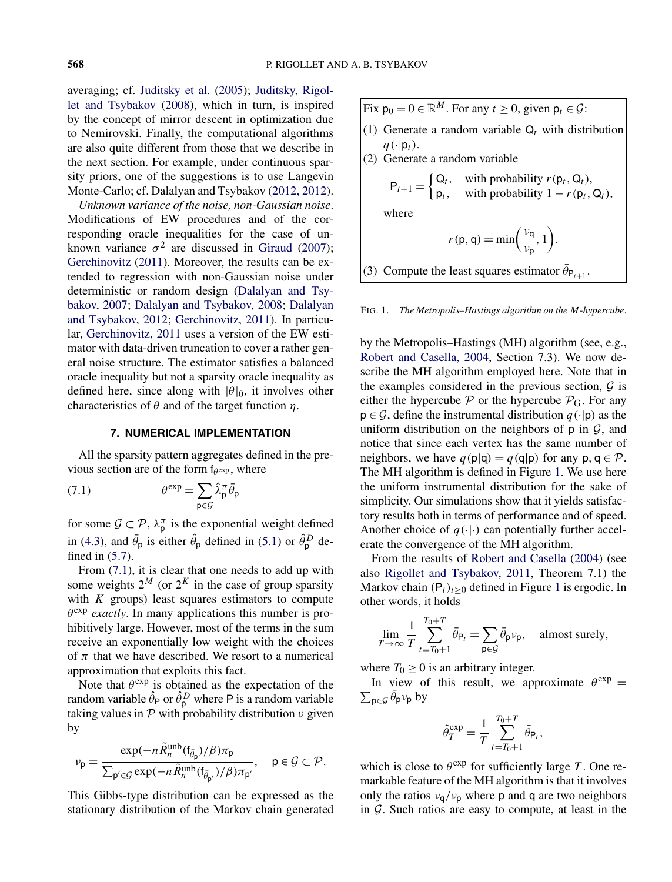averaging; cf. Juditsky et al. (2005); Juditsky, Rigollet and Tsybakov (2008), which in turn, is inspired by the concept of mirror descent in optimization due to Nemirovski. Finally, the computational algorithms are also quite different from those that we describe in the next section. For example, under continuous sparsity priors, one of the suggestions is to use Langevin Monte-Carlo; cf. Dalalyan and Tsybakov (2012, 2012).

*Unknown variance of the noise, non-Gaussian noise*. Modifications of EW procedures and of the corresponding oracle inequalities for the case of unknown variance $\sigma^2$ are discussed in Giraud (2007); Gerchinovitz (2011). Moreover, the results can be extended to regression with non-Gaussian noise under deterministic or random design (Dalalyan and Tsybakov, 2007; Dalalyan and Tsybakov, 2008; Dalalyan and Tsybakov, 2012; Gerchinovitz, 2011). In particular, Gerchinovitz, 2011 uses a version of the EW estimator with data-driven truncation to cover a rather general noise structure. The estimator satisfies a balanced oracle inequality but not a sparsity oracle inequality as defined here, since along with $|\theta|_0$, it involves other characteristics of $\theta$ and of the target function $\eta$.

## 7. NUMERICAL IMPLEMENTATION

All the sparsity pattern aggregates defined in the previous section are of the form $\mathsf{f}_{\theta^{\exp}}$, where

$$\theta^{\exp} = \sum_{\mathsf{p} \in \mathcal{G}} \hat{\lambda}_{\mathsf{p}}^{\pi} \bar{\theta}_{\mathsf{p}} \tag{7.1}$$

for some $\mathcal{G} \subset \mathcal{P}$, $\lambda_{\mathsf{p}}^{\pi}$ is the exponential weight defined in (4.3), and $\bar{\theta}_{\mathsf{p}}$ is either $\hat{\theta}_{\mathsf{p}}$ defined in (5.1) or $\hat{\theta}_{\mathsf{p}}^{D}$ defined in (5.7).

From (7.1), it is clear that one needs to add up with some weights $2^M$ (or $2^K$ in the case of group sparsity with $K$ groups) least squares estimators to compute $\theta^{\exp}$ *exactly*. In many applications this number is prohibitively large. However, most of the terms in the sum receive an exponentially low weight with the choices of $\pi$ that we have described. We resort to a numerical approximation that exploits this fact.

Note that $\theta^{\exp}$ is obtained as the expectation of the random variable $\hat{\theta}_{\mathsf{P}}$ or $\hat{\theta}_{\mathsf{P}}^{D}$ where $\mathsf{P}$ is a random variable taking values in $\mathcal{P}$ with probability distribution $\nu$ given by

$$\nu_{\mathsf{p}} = \frac{\exp(-n\tilde{R}_n^{\text{unb}}(\mathsf{f}_{\bar{\theta}_{\mathsf{p}}})/\beta)\pi_{\mathsf{p}}}{\sum_{\mathsf{p}' \in \mathcal{G}} \exp(-n\tilde{R}_n^{\text{unb}}(\mathsf{f}_{\bar{\theta}_{\mathsf{p}'}})/\beta)\pi_{\mathsf{p}'}}, \quad \mathsf{p} \in \mathcal{G} \subset \mathcal{P}.$$

This Gibbs-type distribution can be expressed as the stationary distribution of the Markov chain generated by the Metropolis–Hastings (MH) algorithm (see, e.g., Robert and Casella, 2004, Section 7.3). We now describe the MH algorithm employed here. Note that in the examples considered in the previous section, $\mathcal{G}$ is either the hypercube $\mathcal{P}$ or the hypercube $\mathcal{P}_{\mathrm{G}}$. For any $\mathsf{p} \in \mathcal{G}$, define the instrumental distribution $q(\cdot|\mathsf{p})$ as the uniform distribution on the neighbors of $\mathsf{p}$ in $\mathcal{G}$, and notice that since each vertex has the same number of neighbors, we have $q(\mathsf{p}|\mathsf{q}) = q(\mathsf{q}|\mathsf{p})$ for any $\mathsf{p}, \mathsf{q} \in \mathcal{P}$. The MH algorithm is defined in Figure 1. We use here the uniform instrumental distribution for the sake of simplicity. Our simulations show that it yields satisfactory results both in terms of performance and of speed. Another choice of $q(\cdot|\cdot)$ can potentially further accelerate the convergence of the MH algorithm.

Fix $\mathsf{p}_0 = 0 \in \mathbb{R}^M$. For any $t \geq 0$, given $\mathsf{p}_t \in \mathcal{G}$:

(1) Generate a random variable $\mathsf{Q}_t$ with distribution $q(\cdot|\mathsf{p}_t)$.

(2) Generate a random variable

$$\mathsf{P}_{t+1} = \begin{cases} \mathsf{Q}_t, & \text{with probability } r(\mathsf{p}_t, \mathsf{Q}_t), \\ \mathsf{p}_t, & \text{with probability } 1 - r(\mathsf{p}_t, \mathsf{Q}_t), \end{cases}$$

where

$$r(\mathsf{p}, \mathsf{q}) = \min\left(\frac{\nu_{\mathsf{q}}}{\nu_{\mathsf{p}}}, 1\right).$$

(3) Compute the least squares estimator $\bar{\theta}_{\mathsf{P}_{t+1}}$.

FIG. 1. *The Metropolis–Hastings algorithm on the $M$-hypercube.*

From the results of Robert and Casella (2004) (see also Rigollet and Tsybakov, 2011, Theorem 7.1) the Markov chain $(\mathsf{P}_t)_{t \geq 0}$ defined in Figure 1 is ergodic. In other words, it holds

$$\lim_{T \to \infty} \frac{1}{T} \sum_{t=T_0+1}^{T_0+T} \bar{\theta}_{\mathsf{P}_t} = \sum_{\mathsf{p} \in \mathcal{G}} \bar{\theta}_{\mathsf{p}} \nu_{\mathsf{p}}, \quad \text{almost surely},$$

where $T_0 \geq 0$ is an arbitrary integer.

In view of this result, we approximate $\theta^{\exp} = \sum_{\mathsf{p} \in \mathcal{G}} \bar{\theta}_{\mathsf{p}} \nu_{\mathsf{p}}$ by

$$\tilde{\theta}_T^{\exp} = \frac{1}{T} \sum_{t=T_0+1}^{T_0+T} \bar{\theta}_{\mathsf{P}_t},$$

which is close to $\theta^{\exp}$ for sufficiently large $T$. One remarkable feature of the MH algorithm is that it involves only the ratios $\nu_{\mathsf{q}}/\nu_{\mathsf{p}}$ where $\mathsf{p}$ and $\mathsf{q}$ are two neighbors in $\mathcal{G}$. Such ratios are easy to compute, at least in the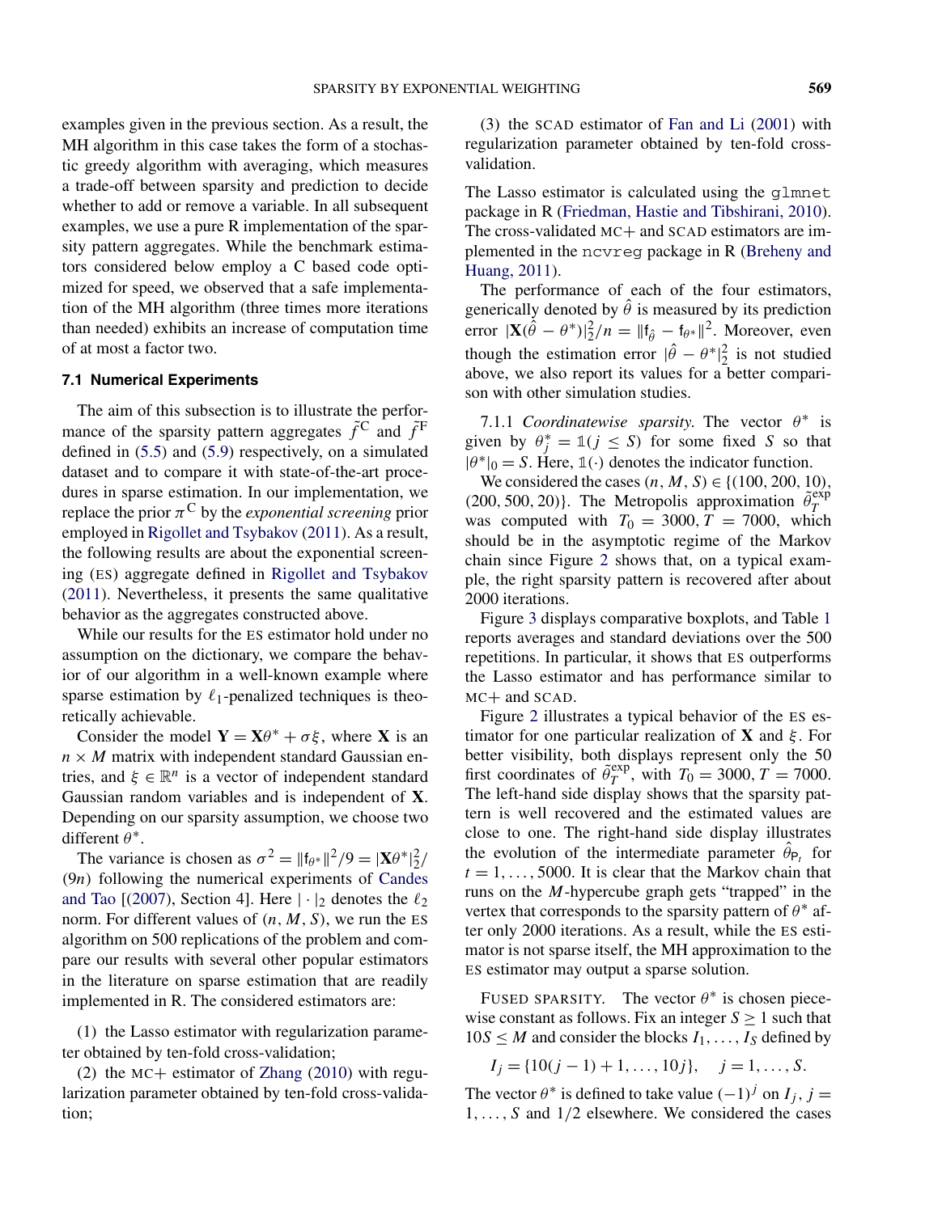examples given in the previous section. As a result, the MH algorithm in this case takes the form of a stochastic greedy algorithm with averaging, which measures a trade-off between sparsity and prediction to decide whether to add or remove a variable. In all subsequent examples, we use a pure R implementation of the sparsity pattern aggregates. While the benchmark estimators considered below employ a C based code optimized for speed, we observed that a safe implementation of the MH algorithm (three times more iterations than needed) exhibits an increase of computation time of at most a factor two.

### 7.1 Numerical Experiments

The aim of this subsection is to illustrate the performance of the sparsity pattern aggregates $\tilde{f}^{\mathrm{C}}$ and $\tilde{f}^{\mathrm{F}}$ defined in (5.5) and (5.9) respectively, on a simulated dataset and to compare it with state-of-the-art procedures in sparse estimation. In our implementation, we replace the prior $\pi^{\mathrm{C}}$ by the *exponential screening* prior employed in Rigollet and Tsybakov (2011). As a result, the following results are about the exponential screening (ES) aggregate defined in Rigollet and Tsybakov (2011). Nevertheless, it presents the same qualitative behavior as the aggregates constructed above.

While our results for the ES estimator hold under no assumption on the dictionary, we compare the behavior of our algorithm in a well-known example where sparse estimation by $\ell_1$-penalized techniques is theoretically achievable.

Consider the model $\mathbf{Y} = \mathbf{X}\theta^* + \sigma\xi$, where $\mathbf{X}$ is an $n \times M$ matrix with independent standard Gaussian entries, and $\xi \in \mathbb{R}^n$ is a vector of independent standard Gaussian random variables and is independent of $\mathbf{X}$. Depending on our sparsity assumption, we choose two different $\theta^*$.

The variance is chosen as $\sigma^2 = \|\mathsf{f}_{\theta^*}\|^2/9 = |\mathbf{X}\theta^*|_2^2/(9n)$ following the numerical experiments of Candes and Tao [(2007), Section 4]. Here $|\cdot|_2$ denotes the $\ell_2$ norm. For different values of $(n, M, S)$, we run the ES algorithm on 500 replications of the problem and compare our results with several other popular estimators in the literature on sparse estimation that are readily implemented in R. The considered estimators are:

(1) the Lasso estimator with regularization parameter obtained by ten-fold cross-validation;

(2) the MC+ estimator of Zhang (2010) with regularization parameter obtained by ten-fold cross-validation;

(3) the SCAD estimator of Fan and Li (2001) with regularization parameter obtained by ten-fold cross-validation.

The Lasso estimator is calculated using the `glmnet` package in R (Friedman, Hastie and Tibshirani, 2010). The cross-validated MC+ and SCAD estimators are implemented in the `ncvreg` package in R (Breheny and Huang, 2011).

The performance of each of the four estimators, generically denoted by $\hat{\theta}$ is measured by its prediction error $|\mathbf{X}(\hat{\theta} - \theta^*)|_2^2/n = \|\mathsf{f}_{\hat{\theta}} - \mathsf{f}_{\theta^*}\|^2$. Moreover, even though the estimation error $|\hat{\theta} - \theta^*|_2^2$ is not studied above, we also report its values for a better comparison with other simulation studies.

7.1.1 *Coordinatewise sparsity.* The vector $\theta^*$ is given by $\theta_j^* = \mathbb{1}(j \le S)$ for some fixed $S$ so that $|\theta^*|_0 = S$. Here, $\mathbb{1}(\cdot)$ denotes the indicator function.

We considered the cases $(n, M, S) \in \{(100, 200, 10), (200, 500, 20)\}$. The Metropolis approximation $\tilde{\theta}_T^{\mathrm{exp}}$ was computed with $T_0 = 3000, T = 7000$, which should be in the asymptotic regime of the Markov chain since Figure 2 shows that, on a typical example, the right sparsity pattern is recovered after about 2000 iterations.

Figure 3 displays comparative boxplots, and Table 1 reports averages and standard deviations over the 500 repetitions. In particular, it shows that ES outperforms the Lasso estimator and has performance similar to MC+ and SCAD.

Figure 2 illustrates a typical behavior of the ES estimator for one particular realization of $\mathbf{X}$ and $\xi$. For better visibility, both displays represent only the 50 first coordinates of $\tilde{\theta}_T^{\mathrm{exp}}$, with $T_0 = 3000, T = 7000$. The left-hand side display shows that the sparsity pattern is well recovered and the estimated values are close to one. The right-hand side display illustrates the evolution of the intermediate parameter $\hat{\theta}_{\mathsf{P}_t}$ for $t = 1, \ldots, 5000$. It is clear that the Markov chain that runs on the $M$-hypercube graph gets "trapped" in the vertex that corresponds to the sparsity pattern of $\theta^*$ after only 2000 iterations. As a result, while the ES estimator is not sparse itself, the MH approximation to the ES estimator may output a sparse solution.

FUSED SPARSITY. The vector $\theta^*$ is chosen piecewise constant as follows. Fix an integer $S \ge 1$ such that $10S \le M$ and consider the blocks $I_1, \ldots, I_S$ defined by

$$I_j = \{10(j-1) + 1, \ldots, 10j\}, \quad j = 1, \ldots, S.$$

The vector $\theta^*$ is defined to take value $(-1)^j$ on $I_j$, $j = 1, \ldots, S$ and $1/2$ elsewhere. We considered the cases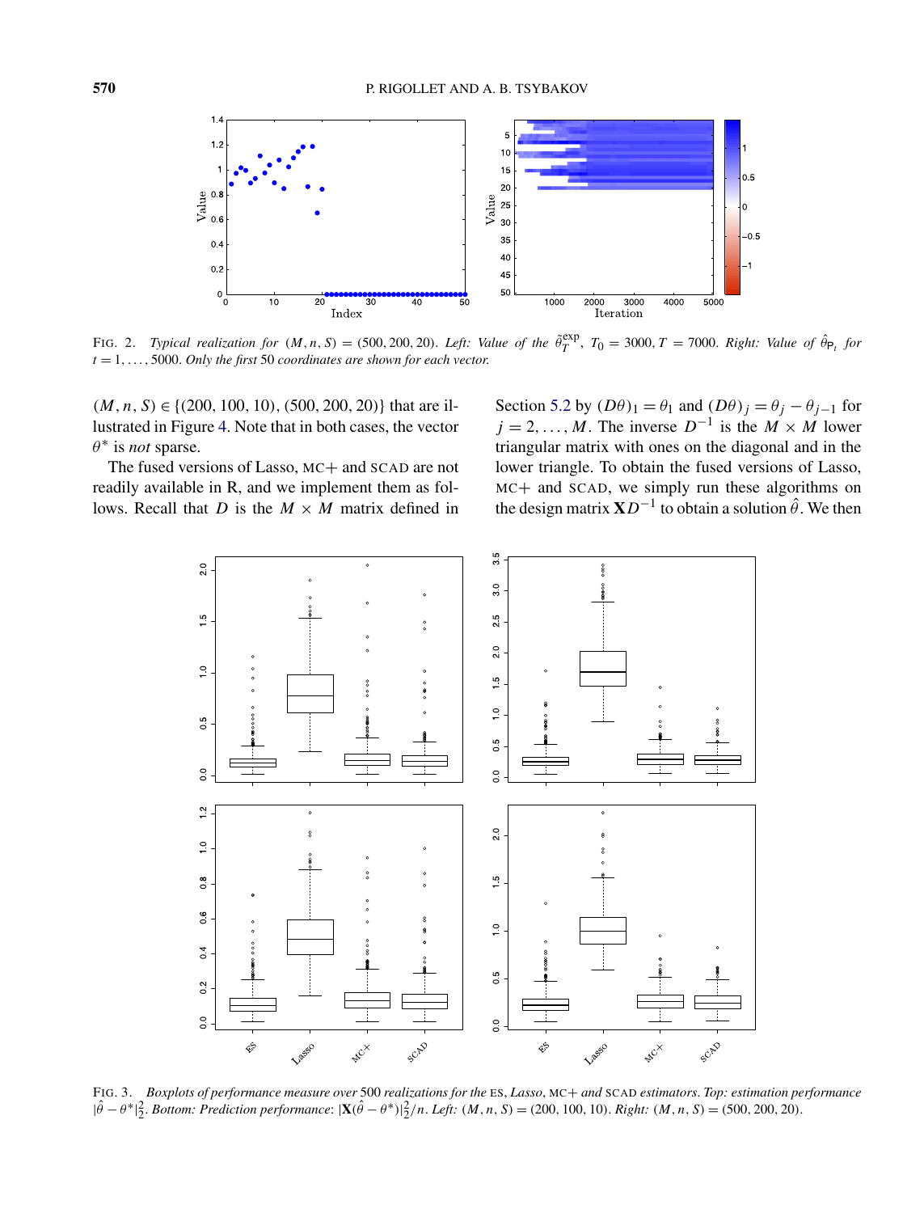FIG. 2. *Typical realization for* $(M, n, S) = (500, 200, 20)$. *Left: Value of the* $\tilde{\theta}_T^{\text{exp}}$, $T_0 = 3000, T = 7000$. *Right: Value of* $\hat{\theta}_{\mathsf{P}_t}$ *for* $t = 1, \dots, 5000$. *Only the first* 50 *coordinates are shown for each vector.*

$(M, n, S) \in \{(200, 100, 10), (500, 200, 20)\}$ that are illustrated in Figure 4. Note that in both cases, the vector $\theta^*$ is *not* sparse.

The fused versions of Lasso, MC+ and SCAD are not readily available in R, and we implement them as follows. Recall that $D$ is the $M \times M$ matrix defined in Section 5.2 by $(D\theta)_1 = \theta_1$ and $(D\theta)_j = \theta_j - \theta_{j-1}$ for $j = 2, \dots, M$. The inverse $D^{-1}$ is the $M \times M$ lower triangular matrix with ones on the diagonal and in the lower triangle. To obtain the fused versions of Lasso, MC+ and SCAD, we simply run these algorithms on the design matrix $\mathbf{X}D^{-1}$ to obtain a solution $\hat{\theta}$. We then

FIG. 3. *Boxplots of performance measure over* 500 *realizations for the* ES, *Lasso*, MC+ *and* SCAD *estimators. Top: estimation performance* $|\hat{\theta} - \theta^*|_2^2$. *Bottom: Prediction performance*: $|\mathbf{X}(\hat{\theta} - \theta^*)|_2^2/n$. *Left:* $(M, n, S) = (200, 100, 10)$. *Right:* $(M, n, S) = (500, 200, 20)$.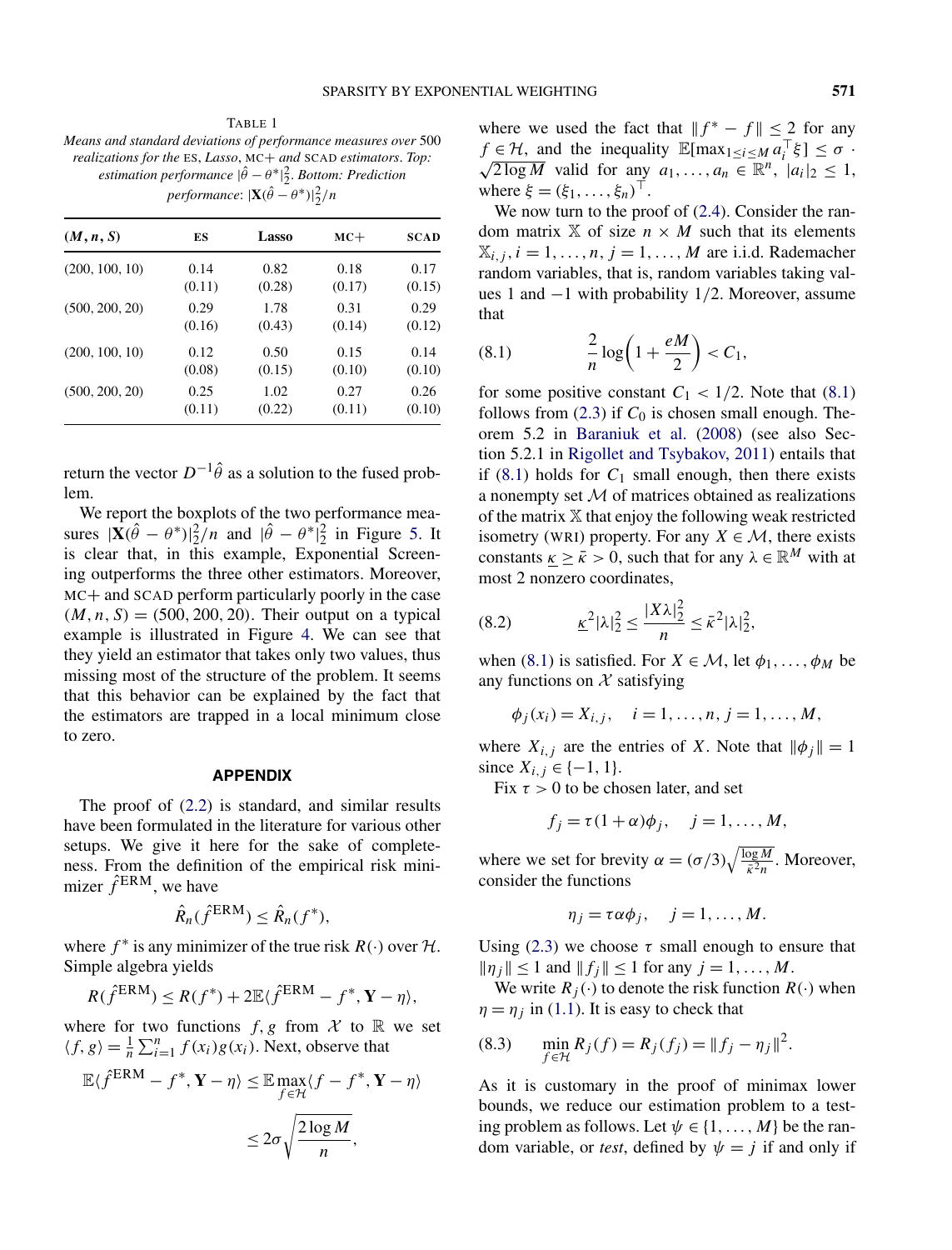TABLE 1

*Means and standard deviations of performance measures over* 500 *realizations for the* ES, *Lasso*, MC+ *and* SCAD *estimators. Top: estimation performance* $|\hat\theta - \theta^*|_2^2$. *Bottom: Prediction performance*: $|\mathbf{X}(\hat\theta - \theta^*)|_2^2/n$

| $(M, n, S)$ | ES | Lasso | MC+ | SCAD |
|---|---|---|---|---|
| (200, 100, 10) | 0.14 (0.11) | 0.82 (0.28) | 0.18 (0.17) | 0.17 (0.15) |
| (500, 200, 20) | 0.29 (0.16) | 1.78 (0.43) | 0.31 (0.14) | 0.29 (0.12) |
| (200, 100, 10) | 0.12 (0.08) | 0.50 (0.15) | 0.15 (0.10) | 0.14 (0.10) |
| (500, 200, 20) | 0.25 (0.11) | 1.02 (0.22) | 0.27 (0.11) | 0.26 (0.10) |

return the vector $D^{-1}\hat\theta$ as a solution to the fused problem.

We report the boxplots of the two performance measures $|\mathbf{X}(\hat\theta - \theta^*)|_2^2/n$ and $|\hat\theta - \theta^*|_2^2$ in Figure 5. It is clear that, in this example, Exponential Screening outperforms the three other estimators. Moreover, MC+ and SCAD perform particularly poorly in the case $(M, n, S) = (500, 200, 20)$. Their output on a typical example is illustrated in Figure 4. We can see that they yield an estimator that takes only two values, thus missing most of the structure of the problem. It seems that this behavior can be explained by the fact that the estimators are trapped in a local minimum close to zero.

## APPENDIX

The proof of (2.2) is standard, and similar results have been formulated in the literature for various other setups. We give it here for the sake of completeness. From the definition of the empirical risk minimizer $\hat f^{\mathrm{ERM}}$, we have

$$\hat R_n(\hat f^{\mathrm{ERM}}) \le \hat R_n(f^*),$$

where $f^*$ is any minimizer of the true risk $R(\cdot)$ over $\mathcal{H}$. Simple algebra yields

$$R(\hat f^{\mathrm{ERM}}) \le R(f^*) + 2\mathbb{E}\langle \hat f^{\mathrm{ERM}} - f^*, \mathbf{Y} - \eta\rangle,$$

where for two functions $f, g$ from $\mathcal{X}$ to $\mathbb{R}$ we set $\langle f, g\rangle = \frac{1}{n}\sum_{i=1}^n f(x_i)g(x_i)$. Next, observe that

$$\mathbb{E}\langle \hat f^{\mathrm{ERM}} - f^*, \mathbf{Y} - \eta\rangle \le \mathbb{E}\max_{f\in\mathcal{H}}\langle f - f^*, \mathbf{Y} - \eta\rangle \le 2\sigma\sqrt{\frac{2\log M}{n}},$$

where we used the fact that $\|f^* - f\| \le 2$ for any $f \in \mathcal{H}$, and the inequality $\mathbb{E}[\max_{1\le i\le M} a_i^\top \xi] \le \sigma\cdot\sqrt{2\log M}$ valid for any $a_1, \dots, a_n \in \mathbb{R}^n$, $|a_i|_2 \le 1$, where $\xi = (\xi_1, \dots, \xi_n)^\top$.

We now turn to the proof of (2.4). Consider the random matrix $\mathbb{X}$ of size $n \times M$ such that its elements $\mathbb{X}_{i,j}$, $i = 1, \dots, n$, $j = 1, \dots, M$ are i.i.d. Rademacher random variables, that is, random variables taking values 1 and $-1$ with probability $1/2$. Moreover, assume that

$$\frac{2}{n}\log\left(1 + \frac{eM}{2}\right) < C_1, \tag{8.1}$$

for some positive constant $C_1 < 1/2$. Note that (8.1) follows from (2.3) if $C_0$ is chosen small enough. Theorem 5.2 in Baraniuk et al. (2008) (see also Section 5.2.1 in Rigollet and Tsybakov, 2011) entails that if (8.1) holds for $C_1$ small enough, then there exists a nonempty set $\mathcal{M}$ of matrices obtained as realizations of the matrix $\mathbb{X}$ that enjoy the following weak restricted isometry (WRI) property. For any $X \in \mathcal{M}$, there exists constants $\underline{\kappa} \ge \bar\kappa > 0$, such that for any $\lambda \in \mathbb{R}^M$ with at most 2 nonzero coordinates,

$$\underline{\kappa}^2|\lambda|_2^2 \le \frac{|X\lambda|_2^2}{n} \le \bar\kappa^2|\lambda|_2^2, \tag{8.2}$$

when (8.1) is satisfied. For $X \in \mathcal{M}$, let $\phi_1, \dots, \phi_M$ be any functions on $\mathcal{X}$ satisfying

$$\phi_j(x_i) = X_{i,j}, \quad i = 1, \dots, n, j = 1, \dots, M,$$

where $X_{i,j}$ are the entries of $X$. Note that $\|\phi_j\| = 1$ since $X_{i,j} \in \{-1, 1\}$.

Fix $\tau > 0$ to be chosen later, and set

$$f_j = \tau(1 + \alpha)\phi_j, \quad j = 1, \dots, M,$$

where we set for brevity $\alpha = (\sigma/3)\sqrt{\frac{\log M}{\bar\kappa^2 n}}$. Moreover, consider the functions

$$\eta_j = \tau\alpha\phi_j, \quad j = 1, \dots, M.$$

Using (2.3) we choose $\tau$ small enough to ensure that $\|\eta_j\| \le 1$ and $\|f_j\| \le 1$ for any $j = 1, \dots, M$.

We write $R_j(\cdot)$ to denote the risk function $R(\cdot)$ when $\eta = \eta_j$ in (1.1). It is easy to check that

$$\min_{f\in\mathcal{H}} R_j(f) = R_j(f_j) = \|f_j - \eta_j\|^2. \tag{8.3}$$

As it is customary in the proof of minimax lower bounds, we reduce our estimation problem to a testing problem as follows. Let $\psi \in \{1, \dots, M\}$ be the random variable, or *test*, defined by $\psi = j$ if and only if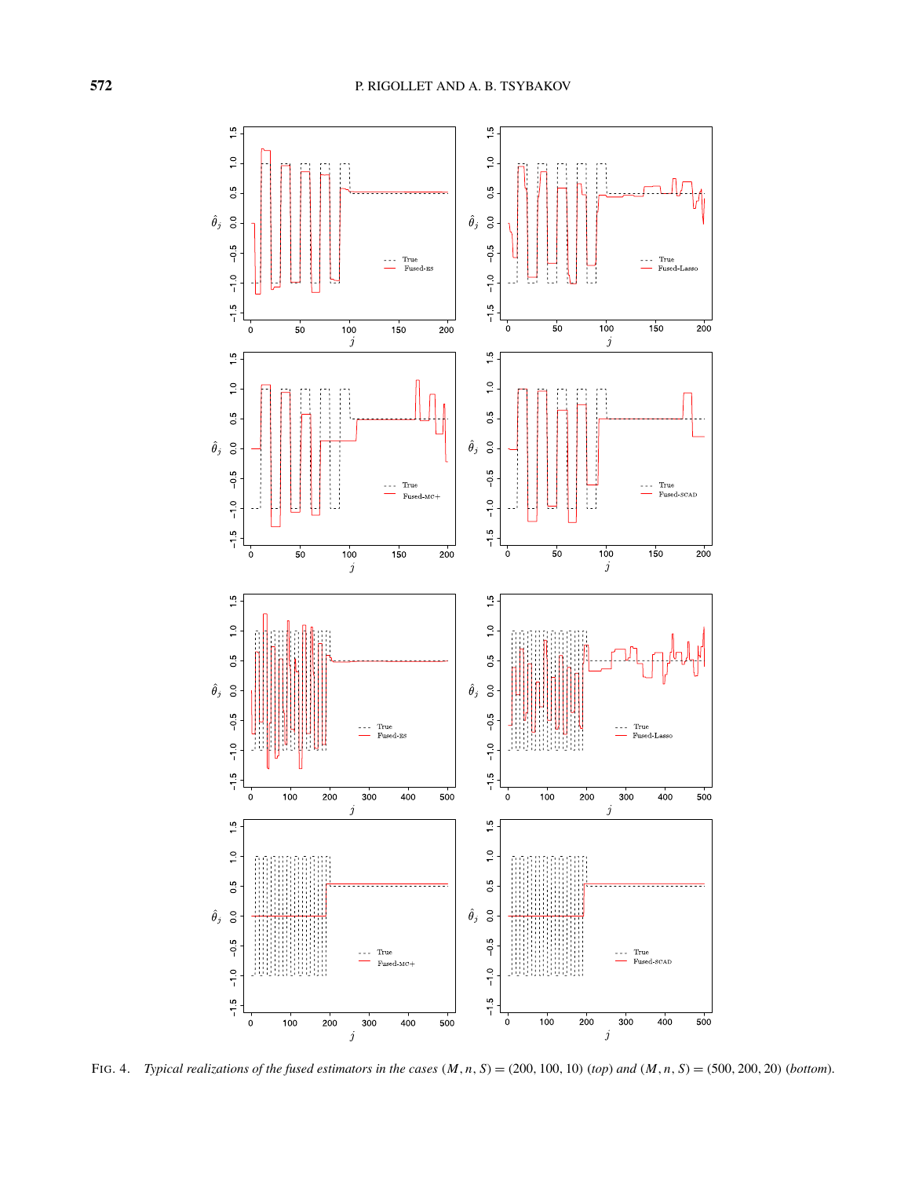FIG. 4. *Typical realizations of the fused estimators in the cases* $(M, n, S) = (200, 100, 10)$ *(top) and* $(M, n, S) = (500, 200, 20)$ *(bottom).*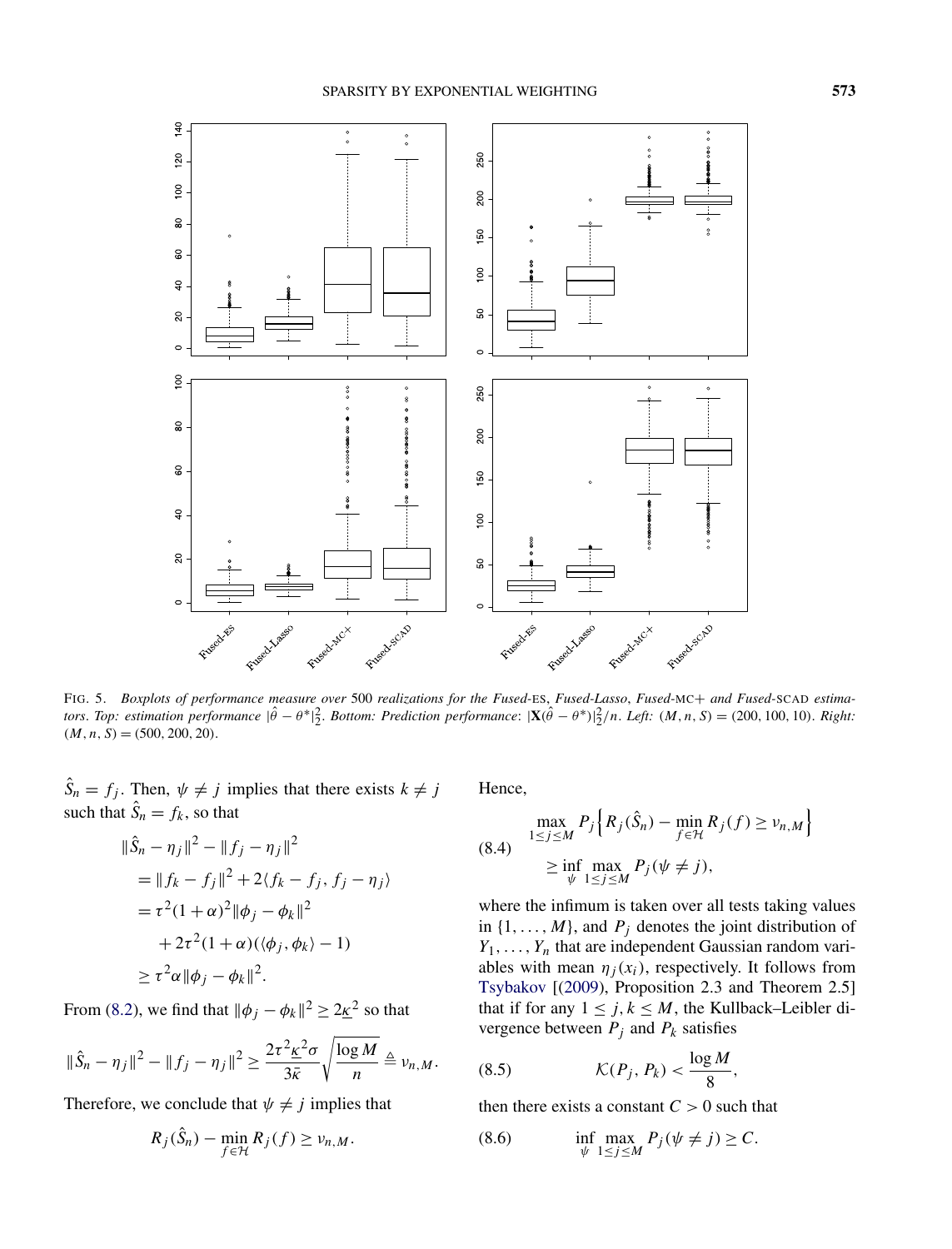FIG. 5. *Boxplots of performance measure over* 500 *realizations for the Fused*-ES, *Fused-Lasso*, *Fused*-MC+ *and Fused*-SCAD *estimators. Top: estimation performance* $|\hat{\theta} - \theta^*|_2^2$. *Bottom: Prediction performance*: $|\mathbf{X}(\hat{\theta} - \theta^*)|_2^2/n$. *Left:* $(M, n, S) = (200, 100, 10)$. *Right:* $(M, n, S) = (500, 200, 20)$.

$\hat{S}_n = f_j$. Then, $\psi \neq j$ implies that there exists $k \neq j$ such that $\hat{S}_n = f_k$, so that

$$
\begin{aligned}
\|\hat{S}_n - \eta_j\|^2 - \|f_j - \eta_j\|^2 &= \|f_k - f_j\|^2 + 2\langle f_k - f_j, f_j - \eta_j\rangle \\
&= \tau^2(1+\alpha)^2\|\phi_j - \phi_k\|^2 \\
&\quad + 2\tau^2(1+\alpha)(\langle \phi_j, \phi_k\rangle - 1) \\
&\geq \tau^2\alpha\|\phi_j - \phi_k\|^2.
\end{aligned}
$$

From (8.2), we find that $\|\phi_j - \phi_k\|^2 \geq 2\underline{\kappa}$ so that

$$
\|\hat{S}_n - \eta_j\|^2 - \|f_j - \eta_j\|^2 \geq \frac{2\tau^2\underline{\kappa}^2\sigma}{3\bar{\kappa}}\sqrt{\frac{\log M}{n}} \triangleq v_{n,M}.
$$

Therefore, we conclude that $\psi \neq j$ implies that

$$
R_j(\hat{S}_n) - \min_{f \in \mathcal{H}} R_j(f) \geq v_{n,M}.
$$

Hence,

$$
\begin{aligned}
&\max_{1 \leq j \leq M} P_j\Big\{R_j(\hat{S}_n) - \min_{f \in \mathcal{H}} R_j(f) \geq v_{n,M}\Big\} \\
&\qquad \geq \inf_{\psi} \max_{1 \leq j \leq M} P_j(\psi \neq j),
\end{aligned} \tag{8.4}
$$

where the infimum is taken over all tests taking values in $\{1, \ldots, M\}$, and $P_j$ denotes the joint distribution of $Y_1, \ldots, Y_n$ that are independent Gaussian random variables with mean $\eta_j(x_i)$, respectively. It follows from Tsybakov [(2009), Proposition 2.3 and Theorem 2.5] that if for any $1 \leq j, k \leq M$, the Kullback–Leibler divergence between $P_j$ and $P_k$ satisfies

$$
\mathcal{K}(P_j, P_k) < \frac{\log M}{8}, \tag{8.5}
$$

then there exists a constant $C > 0$ such that

$$
\inf_{\psi} \max_{1 \leq j \leq M} P_j(\psi \neq j) \geq C. \tag{8.6}
$$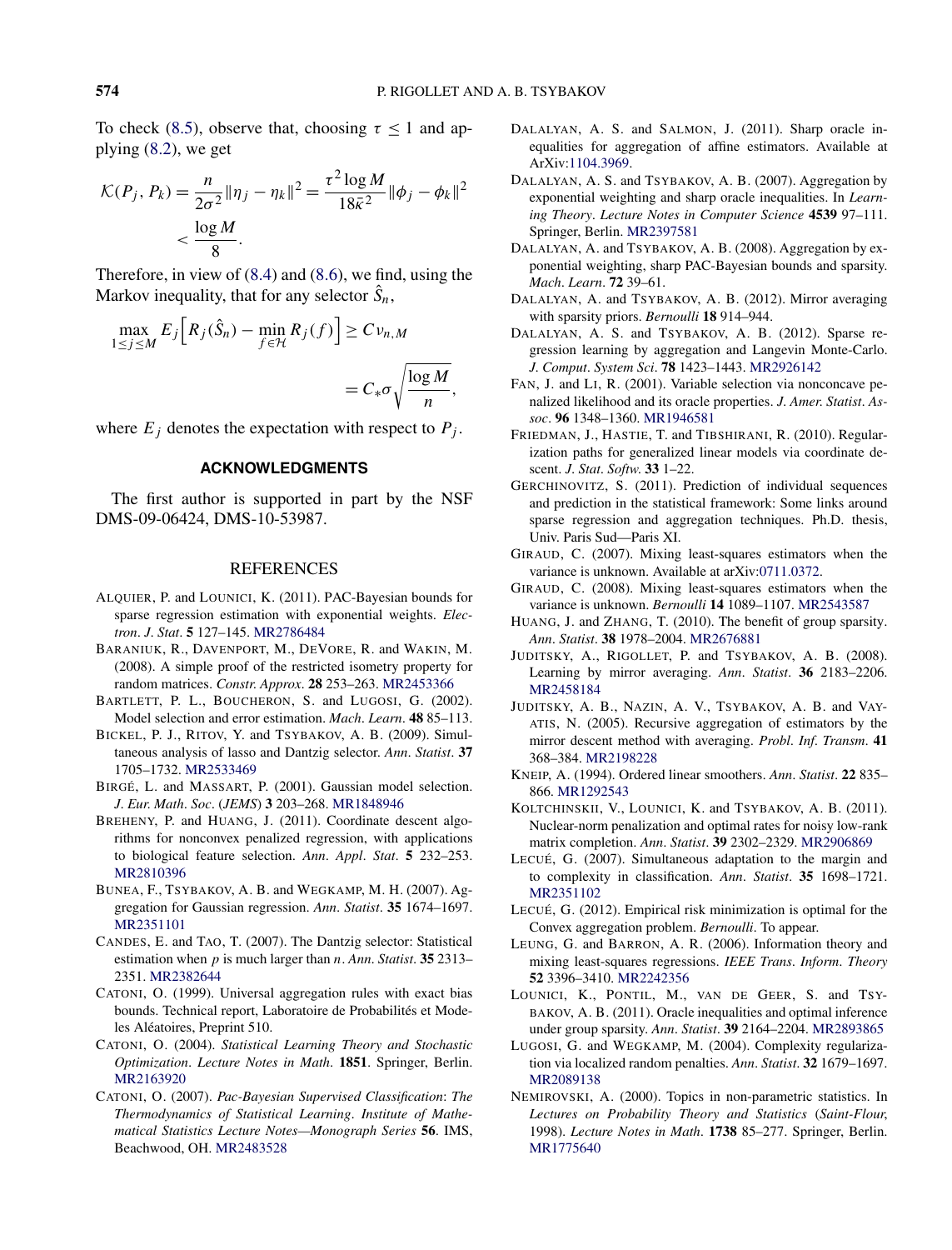To check (8.5), observe that, choosing $\tau \le 1$ and applying (8.2), we get

$$\mathcal{K}(P_j, P_k) = \frac{n}{2\sigma^2}\|\eta_j - \eta_k\|^2 = \frac{\tau^2 \log M}{18\bar{\kappa}^2}\|\phi_j - \phi_k\|^2 < \frac{\log M}{8}.$$

Therefore, in view of (8.4) and (8.6), we find, using the Markov inequality, that for any selector $\hat{S}_n$,

$$\max_{1\le j\le M} E_j\Big[R_j(\hat{S}_n) - \min_{f\in\mathcal{H}} R_j(f)\Big] \ge C v_{n,M} = C_* \sigma\sqrt{\frac{\log M}{n}},$$

where $E_j$ denotes the expectation with respect to $P_j$.

## ACKNOWLEDGMENTS

The first author is supported in part by the NSF DMS-09-06424, DMS-10-53987.

## REFERENCES

ALQUIER, P. and LOUNICI, K. (2011). PAC-Bayesian bounds for sparse regression estimation with exponential weights. *Electron. J. Stat.* **5** 127–145. MR2786484

BARANIUK, R., DAVENPORT, M., DEVORE, R. and WAKIN, M. (2008). A simple proof of the restricted isometry property for random matrices. *Constr. Approx.* **28** 253–263. MR2453366

BARTLETT, P. L., BOUCHERON, S. and LUGOSI, G. (2002). Model selection and error estimation. *Mach. Learn.* **48** 85–113.

BICKEL, P. J., RITOV, Y. and TSYBAKOV, A. B. (2009). Simultaneous analysis of lasso and Dantzig selector. *Ann. Statist.* **37** 1705–1732. MR2533469

BIRGÉ, L. and MASSART, P. (2001). Gaussian model selection. *J. Eur. Math. Soc.* (*JEMS*) **3** 203–268. MR1848946

BREHENY, P. and HUANG, J. (2011). Coordinate descent algorithms for nonconvex penalized regression, with applications to biological feature selection. *Ann. Appl. Stat.* **5** 232–253. MR2810396

BUNEA, F., TSYBAKOV, A. B. and WEGKAMP, M. H. (2007). Aggregation for Gaussian regression. *Ann. Statist.* **35** 1674–1697. MR2351101

CANDES, E. and TAO, T. (2007). The Dantzig selector: Statistical estimation when $p$ is much larger than $n$. *Ann. Statist.* **35** 2313–2351. MR2382644

CATONI, O. (1999). Universal aggregation rules with exact bias bounds. Technical report, Laboratoire de Probabilités et Modeles Aléatoires, Preprint 510.

CATONI, O. (2004). *Statistical Learning Theory and Stochastic Optimization*. *Lecture Notes in Math.* **1851**. Springer, Berlin. MR2163920

CATONI, O. (2007). *Pac-Bayesian Supervised Classification*: *The Thermodynamics of Statistical Learning*. *Institute of Mathematical Statistics Lecture Notes—Monograph Series* **56**. IMS, Beachwood, OH. MR2483528

DALALYAN, A. S. and SALMON, J. (2011). Sharp oracle inequalities for aggregation of affine estimators. Available at ArXiv:1104.3969.

DALALYAN, A. S. and TSYBAKOV, A. B. (2007). Aggregation by exponential weighting and sharp oracle inequalities. In *Learning Theory*. *Lecture Notes in Computer Science* **4539** 97–111. Springer, Berlin. MR2397581

DALALYAN, A. and TSYBAKOV, A. B. (2008). Aggregation by exponential weighting, sharp PAC-Bayesian bounds and sparsity. *Mach. Learn.* **72** 39–61.

DALALYAN, A. and TSYBAKOV, A. B. (2012). Mirror averaging with sparsity priors. *Bernoulli* **18** 914–944.

DALALYAN, A. S. and TSYBAKOV, A. B. (2012). Sparse regression learning by aggregation and Langevin Monte-Carlo. *J. Comput. System Sci.* **78** 1423–1443. MR2926142

FAN, J. and LI, R. (2001). Variable selection via nonconcave penalized likelihood and its oracle properties. *J. Amer. Statist. Assoc.* **96** 1348–1360. MR1946581

FRIEDMAN, J., HASTIE, T. and TIBSHIRANI, R. (2010). Regularization paths for generalized linear models via coordinate descent. *J. Stat. Softw.* **33** 1–22.

GERCHINOVITZ, S. (2011). Prediction of individual sequences and prediction in the statistical framework: Some links around sparse regression and aggregation techniques. Ph.D. thesis, Univ. Paris Sud—Paris XI.

GIRAUD, C. (2007). Mixing least-squares estimators when the variance is unknown. Available at arXiv:0711.0372.

GIRAUD, C. (2008). Mixing least-squares estimators when the variance is unknown. *Bernoulli* **14** 1089–1107. MR2543587

HUANG, J. and ZHANG, T. (2010). The benefit of group sparsity. *Ann. Statist.* **38** 1978–2004. MR2676881

JUDITSKY, A., RIGOLLET, P. and TSYBAKOV, A. B. (2008). Learning by mirror averaging. *Ann. Statist.* **36** 2183–2206. MR2458184

JUDITSKY, A. B., NAZIN, A. V., TSYBAKOV, A. B. and VAYATIS, N. (2005). Recursive aggregation of estimators by the mirror descent method with averaging. *Probl. Inf. Transm.* **41** 368–384. MR2198228

KNEIP, A. (1994). Ordered linear smoothers. *Ann. Statist.* **22** 835–866. MR1292543

KOLTCHINSKII, V., LOUNICI, K. and TSYBAKOV, A. B. (2011). Nuclear-norm penalization and optimal rates for noisy low-rank matrix completion. *Ann. Statist.* **39** 2302–2329. MR2906869

LECUÉ, G. (2007). Simultaneous adaptation to the margin and to complexity in classification. *Ann. Statist.* **35** 1698–1721. MR2351102

LECUÉ, G. (2012). Empirical risk minimization is optimal for the Convex aggregation problem. *Bernoulli*. To appear.

LEUNG, G. and BARRON, A. R. (2006). Information theory and mixing least-squares regressions. *IEEE Trans. Inform. Theory* **52** 3396–3410. MR2242356

LOUNICI, K., PONTIL, M., VAN DE GEER, S. and TSYBAKOV, A. B. (2011). Oracle inequalities and optimal inference under group sparsity. *Ann. Statist.* **39** 2164–2204. MR2893865

LUGOSI, G. and WEGKAMP, M. (2004). Complexity regularization via localized random penalties. *Ann. Statist.* **32** 1679–1697. MR2089138

NEMIROVSKI, A. (2000). Topics in non-parametric statistics. In *Lectures on Probability Theory and Statistics* (*Saint-Flour*, 1998). *Lecture Notes in Math.* **1738** 85–277. Springer, Berlin. MR1775640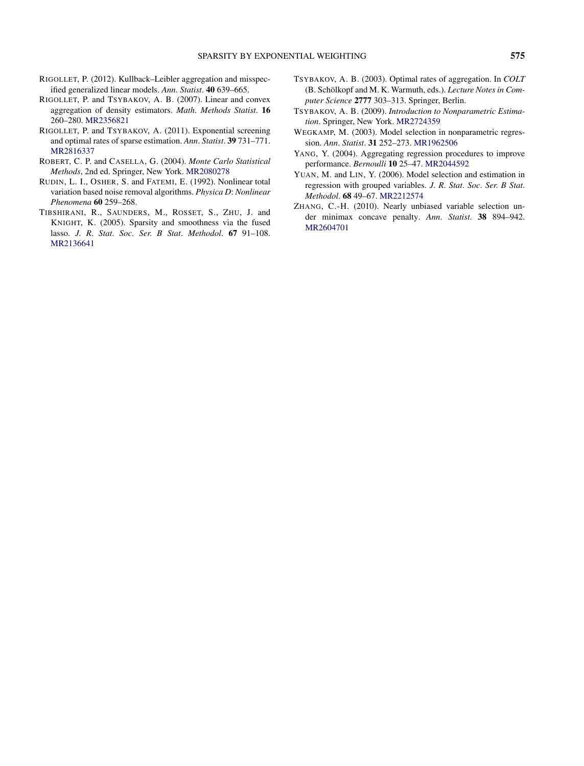RIGOLLET, P. (2012). Kullback–Leibler aggregation and misspecified generalized linear models. *Ann. Statist.* **40** 639–665.

RIGOLLET, P. and TSYBAKOV, A. B. (2007). Linear and convex aggregation of density estimators. *Math. Methods Statist.* **16** 260–280. MR2356821

RIGOLLET, P. and TSYBAKOV, A. (2011). Exponential screening and optimal rates of sparse estimation. *Ann. Statist.* **39** 731–771. MR2816337

ROBERT, C. P. and CASELLA, G. (2004). *Monte Carlo Statistical Methods*, 2nd ed. Springer, New York. MR2080278

RUDIN, L. I., OSHER, S. and FATEMI, E. (1992). Nonlinear total variation based noise removal algorithms. *Physica D: Nonlinear Phenomena* **60** 259–268.

TIBSHIRANI, R., SAUNDERS, M., ROSSET, S., ZHU, J. and KNIGHT, K. (2005). Sparsity and smoothness via the fused lasso. *J. R. Stat. Soc. Ser. B Stat. Methodol.* **67** 91–108. MR2136641

TSYBAKOV, A. B. (2003). Optimal rates of aggregation. In *COLT* (B. Schölkopf and M. K. Warmuth, eds.). *Lecture Notes in Computer Science* **2777** 303–313. Springer, Berlin.

TSYBAKOV, A. B. (2009). *Introduction to Nonparametric Estimation*. Springer, New York. MR2724359

WEGKAMP, M. (2003). Model selection in nonparametric regression. *Ann. Statist.* **31** 252–273. MR1962506

YANG, Y. (2004). Aggregating regression procedures to improve performance. *Bernoulli* **10** 25–47. MR2044592

YUAN, M. and LIN, Y. (2006). Model selection and estimation in regression with grouped variables. *J. R. Stat. Soc. Ser. B Stat. Methodol.* **68** 49–67. MR2212574

ZHANG, C.-H. (2010). Nearly unbiased variable selection under minimax concave penalty. *Ann. Statist.* **38** 894–942. MR2604701